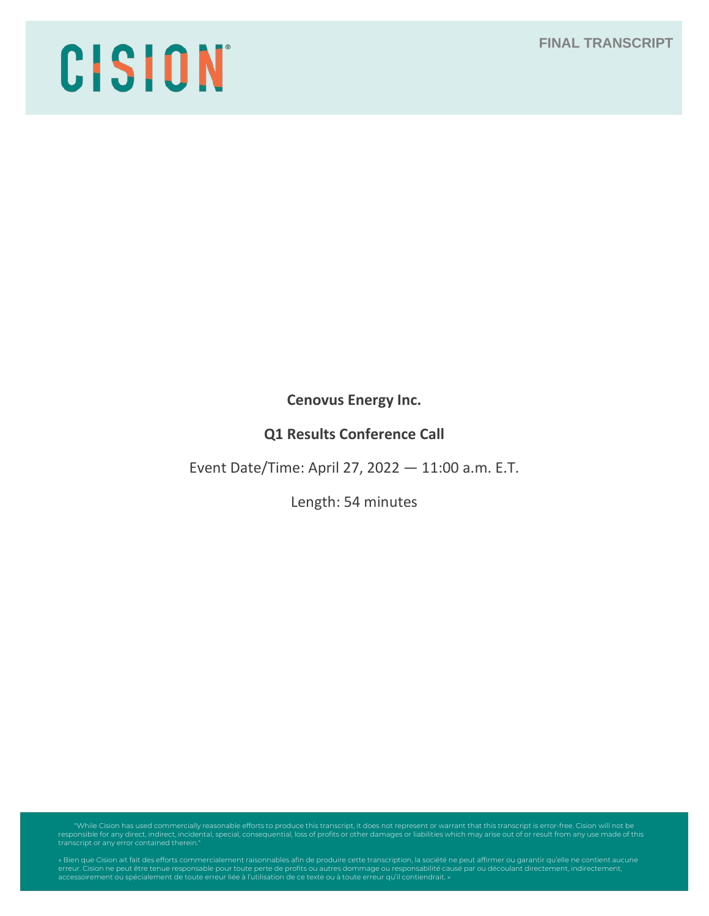CISION

FINAL TRANSCRIPT

**Cenovus Energy Inc.**

**Q1 Results Conference Call**

Event Date/Time: April 27, 2022 — 11:00 a.m. E.T.

Length: 54 minutes

"While Cision has used commercially reasonable efforts to produce this transcript, it does not represent or warrant that this transcript is error-free. Cision will not be responsible for any direct, indirect, incidental, special, consequential, loss of profits or other damages or liabilities which may arise out of or result from any use made of this transcript or any error contained therein."

« Bien que Cision ait fait des efforts commercialement raisonnables afin de produire cette transcription, la société ne peut affirmer ou garantir qu'elle ne contient aucune erreur. Cision ne peut être tenue responsable pour toute perte de profits ou autres dommage ou responsabilité causé par ou découlant directement, indirectement, accessoirement ou spécialement de toute erreur liée à l'utilisation de ce texte ou à toute erreur qu'il contiendrait. »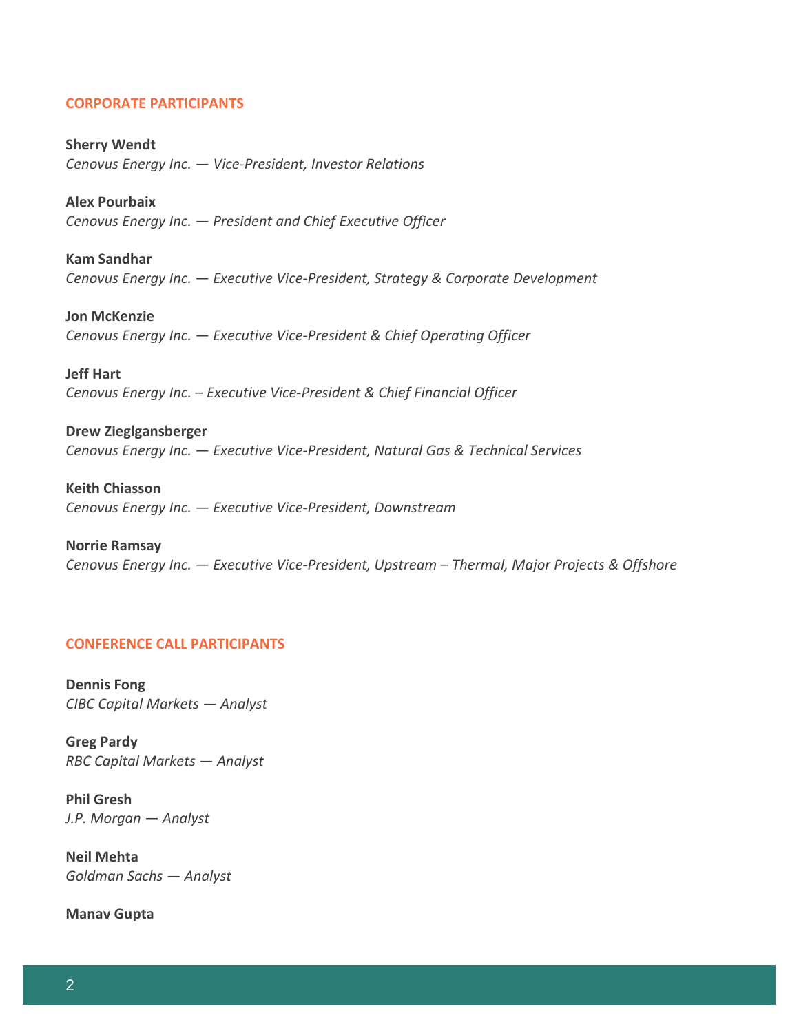## CORPORATE PARTICIPANTS

**Sherry Wendt**
*Cenovus Energy Inc. — Vice-President, Investor Relations*

**Alex Pourbaix**
*Cenovus Energy Inc. — President and Chief Executive Officer*

**Kam Sandhar**
*Cenovus Energy Inc. — Executive Vice-President, Strategy & Corporate Development*

**Jon McKenzie**
*Cenovus Energy Inc. — Executive Vice-President & Chief Operating Officer*

**Jeff Hart**
*Cenovus Energy Inc. – Executive Vice-President & Chief Financial Officer*

**Drew Zieglgansberger**
*Cenovus Energy Inc. — Executive Vice-President, Natural Gas & Technical Services*

**Keith Chiasson**
*Cenovus Energy Inc. — Executive Vice-President, Downstream*

**Norrie Ramsay**
*Cenovus Energy Inc. — Executive Vice-President, Upstream – Thermal, Major Projects & Offshore*

## CONFERENCE CALL PARTICIPANTS

**Dennis Fong**
*CIBC Capital Markets — Analyst*

**Greg Pardy**
*RBC Capital Markets — Analyst*

**Phil Gresh**
*J.P. Morgan — Analyst*

**Neil Mehta**
*Goldman Sachs — Analyst*

**Manav Gupta**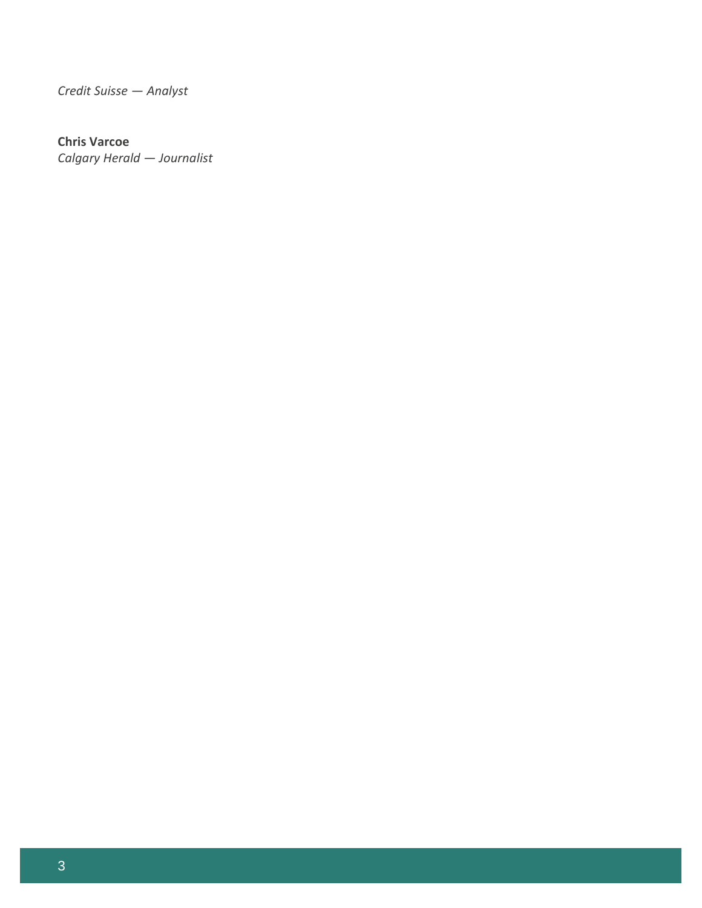*Credit Suisse — Analyst*

**Chris Varcoe**
*Calgary Herald — Journalist*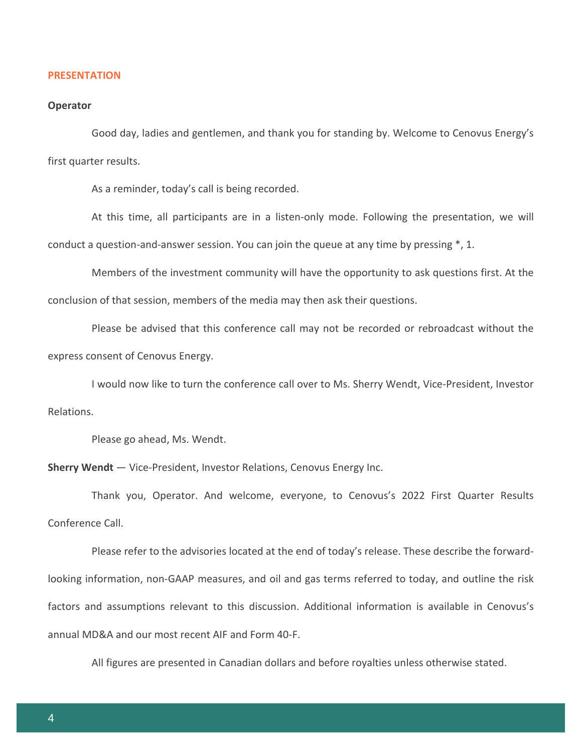## PRESENTATION

**Operator**

Good day, ladies and gentlemen, and thank you for standing by. Welcome to Cenovus Energy's first quarter results.

As a reminder, today's call is being recorded.

At this time, all participants are in a listen-only mode. Following the presentation, we will conduct a question-and-answer session. You can join the queue at any time by pressing *, 1.

Members of the investment community will have the opportunity to ask questions first. At the conclusion of that session, members of the media may then ask their questions.

Please be advised that this conference call may not be recorded or rebroadcast without the express consent of Cenovus Energy.

I would now like to turn the conference call over to Ms. Sherry Wendt, Vice-President, Investor Relations.

Please go ahead, Ms. Wendt.

**Sherry Wendt** — Vice-President, Investor Relations, Cenovus Energy Inc.

Thank you, Operator. And welcome, everyone, to Cenovus's 2022 First Quarter Results Conference Call.

Please refer to the advisories located at the end of today's release. These describe the forward-looking information, non-GAAP measures, and oil and gas terms referred to today, and outline the risk factors and assumptions relevant to this discussion. Additional information is available in Cenovus's annual MD&A and our most recent AIF and Form 40-F.

All figures are presented in Canadian dollars and before royalties unless otherwise stated.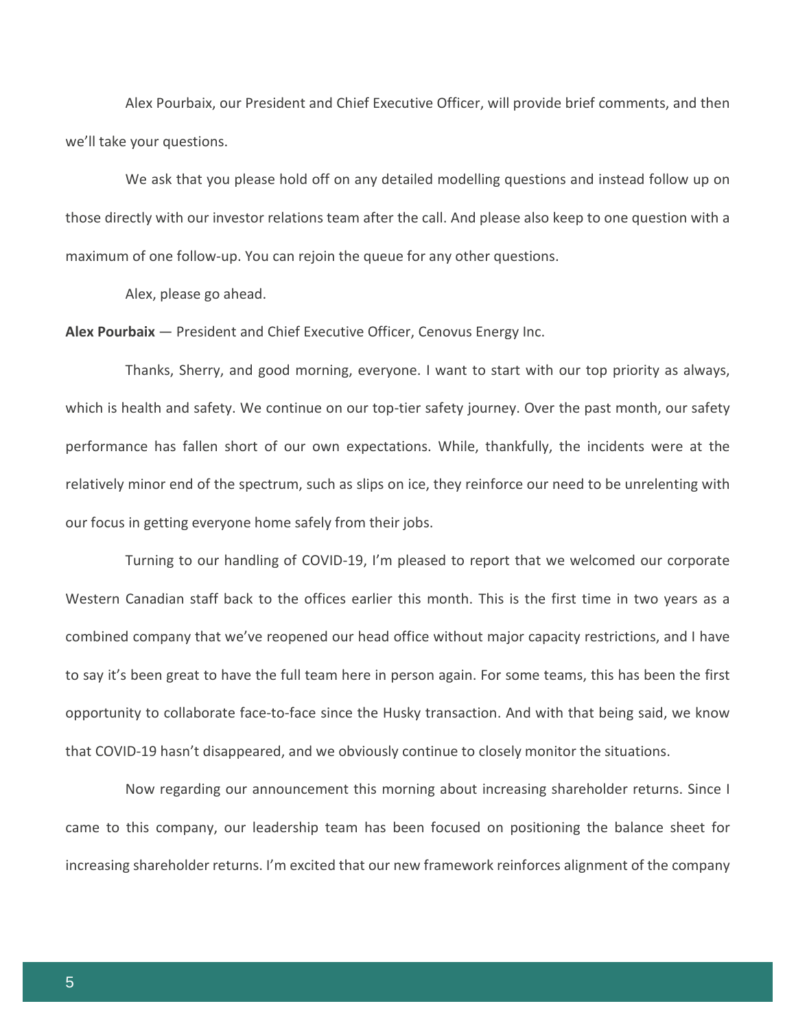Alex Pourbaix, our President and Chief Executive Officer, will provide brief comments, and then we'll take your questions.

We ask that you please hold off on any detailed modelling questions and instead follow up on those directly with our investor relations team after the call. And please also keep to one question with a maximum of one follow-up. You can rejoin the queue for any other questions.

Alex, please go ahead.

**Alex Pourbaix** — President and Chief Executive Officer, Cenovus Energy Inc.

Thanks, Sherry, and good morning, everyone. I want to start with our top priority as always, which is health and safety. We continue on our top-tier safety journey. Over the past month, our safety performance has fallen short of our own expectations. While, thankfully, the incidents were at the relatively minor end of the spectrum, such as slips on ice, they reinforce our need to be unrelenting with our focus in getting everyone home safely from their jobs.

Turning to our handling of COVID-19, I'm pleased to report that we welcomed our corporate Western Canadian staff back to the offices earlier this month. This is the first time in two years as a combined company that we've reopened our head office without major capacity restrictions, and I have to say it's been great to have the full team here in person again. For some teams, this has been the first opportunity to collaborate face-to-face since the Husky transaction. And with that being said, we know that COVID-19 hasn't disappeared, and we obviously continue to closely monitor the situations.

Now regarding our announcement this morning about increasing shareholder returns. Since I came to this company, our leadership team has been focused on positioning the balance sheet for increasing shareholder returns. I'm excited that our new framework reinforces alignment of the company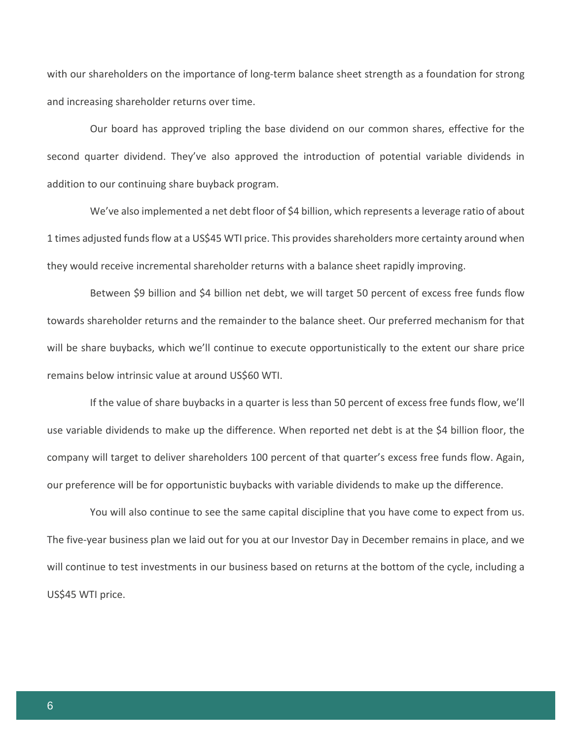with our shareholders on the importance of long-term balance sheet strength as a foundation for strong and increasing shareholder returns over time.

Our board has approved tripling the base dividend on our common shares, effective for the second quarter dividend. They've also approved the introduction of potential variable dividends in addition to our continuing share buyback program.

We've also implemented a net debt floor of $4 billion, which represents a leverage ratio of about 1 times adjusted funds flow at a US$45 WTI price. This provides shareholders more certainty around when they would receive incremental shareholder returns with a balance sheet rapidly improving.

Between $9 billion and $4 billion net debt, we will target 50 percent of excess free funds flow towards shareholder returns and the remainder to the balance sheet. Our preferred mechanism for that will be share buybacks, which we'll continue to execute opportunistically to the extent our share price remains below intrinsic value at around US$60 WTI.

If the value of share buybacks in a quarter is less than 50 percent of excess free funds flow, we'll use variable dividends to make up the difference. When reported net debt is at the $4 billion floor, the company will target to deliver shareholders 100 percent of that quarter's excess free funds flow. Again, our preference will be for opportunistic buybacks with variable dividends to make up the difference.

You will also continue to see the same capital discipline that you have come to expect from us. The five-year business plan we laid out for you at our Investor Day in December remains in place, and we will continue to test investments in our business based on returns at the bottom of the cycle, including a US$45 WTI price.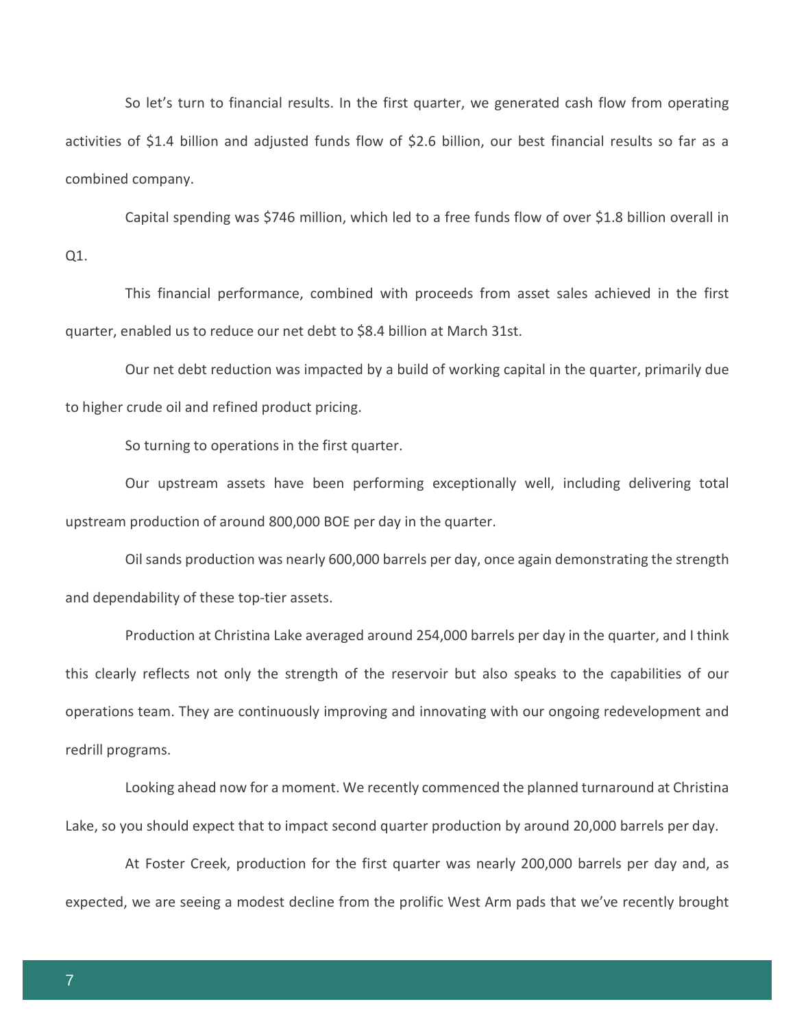So let's turn to financial results. In the first quarter, we generated cash flow from operating activities of $1.4 billion and adjusted funds flow of $2.6 billion, our best financial results so far as a combined company.

Capital spending was $746 million, which led to a free funds flow of over $1.8 billion overall in Q1.

This financial performance, combined with proceeds from asset sales achieved in the first quarter, enabled us to reduce our net debt to $8.4 billion at March 31st.

Our net debt reduction was impacted by a build of working capital in the quarter, primarily due to higher crude oil and refined product pricing.

So turning to operations in the first quarter.

Our upstream assets have been performing exceptionally well, including delivering total upstream production of around 800,000 BOE per day in the quarter.

Oil sands production was nearly 600,000 barrels per day, once again demonstrating the strength and dependability of these top-tier assets.

Production at Christina Lake averaged around 254,000 barrels per day in the quarter, and I think this clearly reflects not only the strength of the reservoir but also speaks to the capabilities of our operations team. They are continuously improving and innovating with our ongoing redevelopment and redrill programs.

Looking ahead now for a moment. We recently commenced the planned turnaround at Christina Lake, so you should expect that to impact second quarter production by around 20,000 barrels per day.

At Foster Creek, production for the first quarter was nearly 200,000 barrels per day and, as expected, we are seeing a modest decline from the prolific West Arm pads that we've recently brought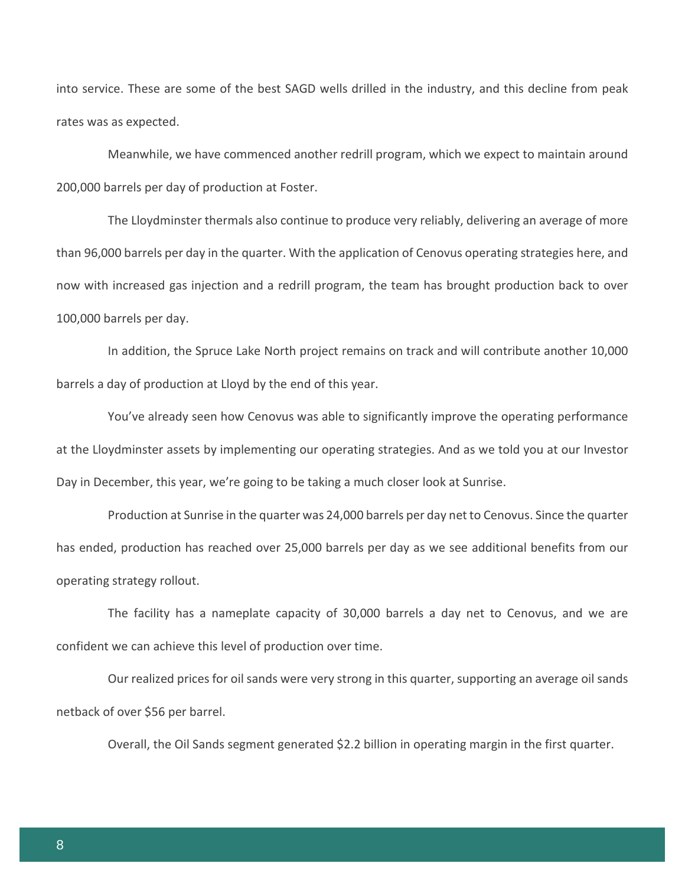into service. These are some of the best SAGD wells drilled in the industry, and this decline from peak rates was as expected.

Meanwhile, we have commenced another redrill program, which we expect to maintain around 200,000 barrels per day of production at Foster.

The Lloydminster thermals also continue to produce very reliably, delivering an average of more than 96,000 barrels per day in the quarter. With the application of Cenovus operating strategies here, and now with increased gas injection and a redrill program, the team has brought production back to over 100,000 barrels per day.

In addition, the Spruce Lake North project remains on track and will contribute another 10,000 barrels a day of production at Lloyd by the end of this year.

You've already seen how Cenovus was able to significantly improve the operating performance at the Lloydminster assets by implementing our operating strategies. And as we told you at our Investor Day in December, this year, we're going to be taking a much closer look at Sunrise.

Production at Sunrise in the quarter was 24,000 barrels per day net to Cenovus. Since the quarter has ended, production has reached over 25,000 barrels per day as we see additional benefits from our operating strategy rollout.

The facility has a nameplate capacity of 30,000 barrels a day net to Cenovus, and we are confident we can achieve this level of production over time.

Our realized prices for oil sands were very strong in this quarter, supporting an average oil sands netback of over $56 per barrel.

Overall, the Oil Sands segment generated $2.2 billion in operating margin in the first quarter.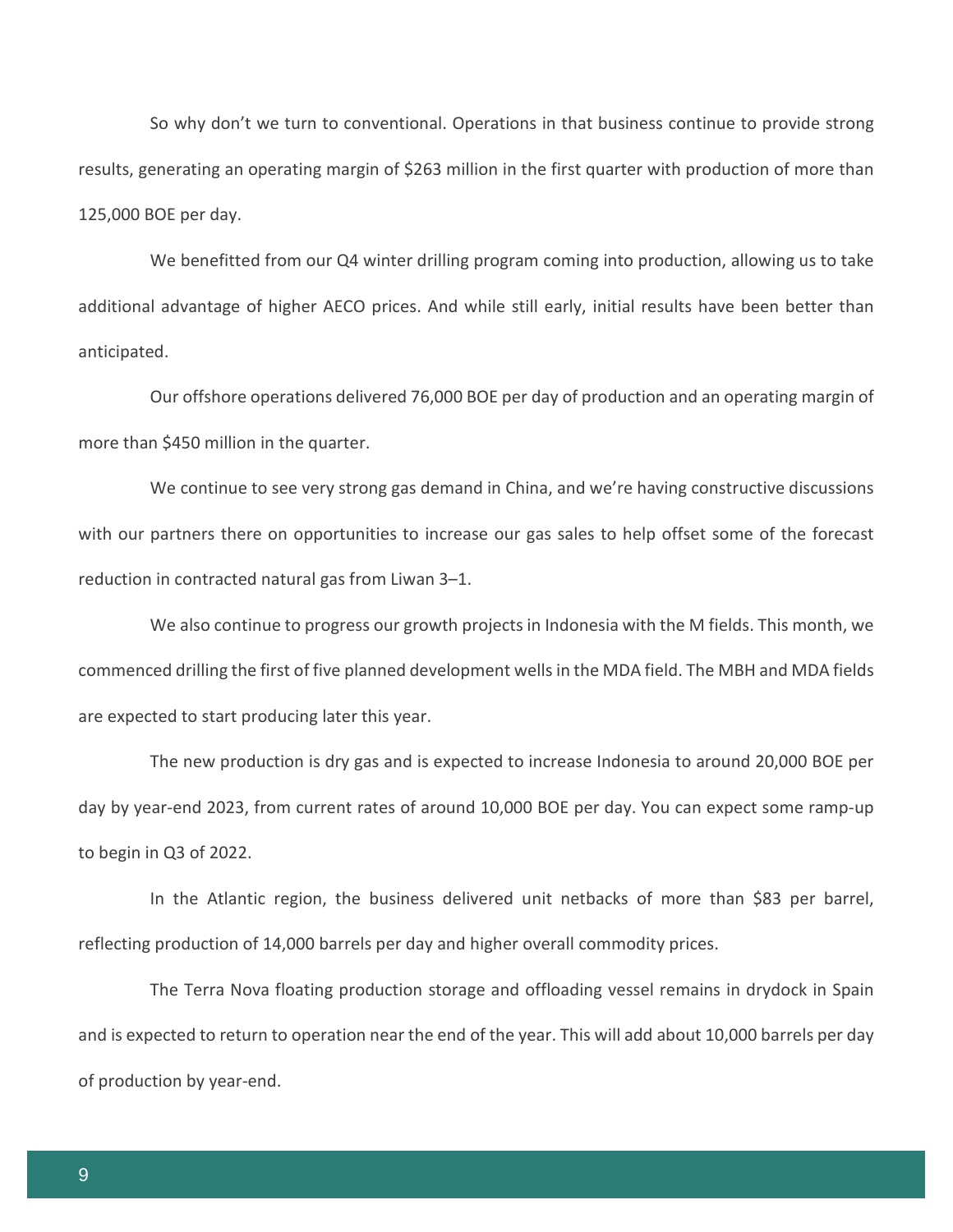So why don't we turn to conventional. Operations in that business continue to provide strong results, generating an operating margin of $263 million in the first quarter with production of more than 125,000 BOE per day.

We benefitted from our Q4 winter drilling program coming into production, allowing us to take additional advantage of higher AECO prices. And while still early, initial results have been better than anticipated.

Our offshore operations delivered 76,000 BOE per day of production and an operating margin of more than $450 million in the quarter.

We continue to see very strong gas demand in China, and we're having constructive discussions with our partners there on opportunities to increase our gas sales to help offset some of the forecast reduction in contracted natural gas from Liwan 3–1.

We also continue to progress our growth projects in Indonesia with the M fields. This month, we commenced drilling the first of five planned development wells in the MDA field. The MBH and MDA fields are expected to start producing later this year.

The new production is dry gas and is expected to increase Indonesia to around 20,000 BOE per day by year-end 2023, from current rates of around 10,000 BOE per day. You can expect some ramp-up to begin in Q3 of 2022.

In the Atlantic region, the business delivered unit netbacks of more than $83 per barrel, reflecting production of 14,000 barrels per day and higher overall commodity prices.

The Terra Nova floating production storage and offloading vessel remains in drydock in Spain and is expected to return to operation near the end of the year. This will add about 10,000 barrels per day of production by year-end.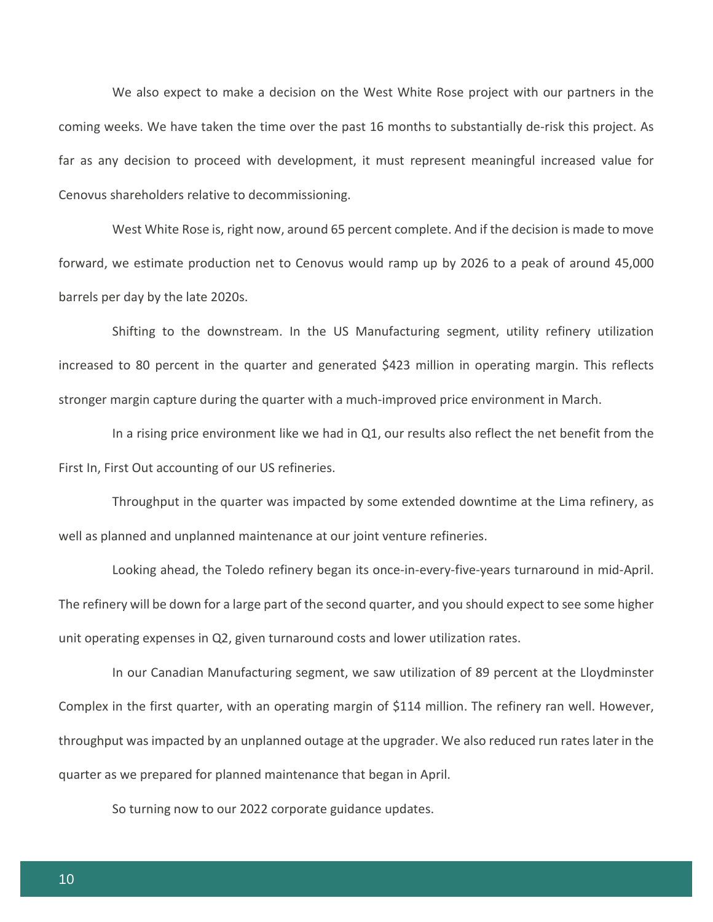We also expect to make a decision on the West White Rose project with our partners in the coming weeks. We have taken the time over the past 16 months to substantially de-risk this project. As far as any decision to proceed with development, it must represent meaningful increased value for Cenovus shareholders relative to decommissioning.

West White Rose is, right now, around 65 percent complete. And if the decision is made to move forward, we estimate production net to Cenovus would ramp up by 2026 to a peak of around 45,000 barrels per day by the late 2020s.

Shifting to the downstream. In the US Manufacturing segment, utility refinery utilization increased to 80 percent in the quarter and generated $423 million in operating margin. This reflects stronger margin capture during the quarter with a much-improved price environment in March.

In a rising price environment like we had in Q1, our results also reflect the net benefit from the First In, First Out accounting of our US refineries.

Throughput in the quarter was impacted by some extended downtime at the Lima refinery, as well as planned and unplanned maintenance at our joint venture refineries.

Looking ahead, the Toledo refinery began its once-in-every-five-years turnaround in mid-April. The refinery will be down for a large part of the second quarter, and you should expect to see some higher unit operating expenses in Q2, given turnaround costs and lower utilization rates.

In our Canadian Manufacturing segment, we saw utilization of 89 percent at the Lloydminster Complex in the first quarter, with an operating margin of $114 million. The refinery ran well. However, throughput was impacted by an unplanned outage at the upgrader. We also reduced run rates later in the quarter as we prepared for planned maintenance that began in April.

So turning now to our 2022 corporate guidance updates.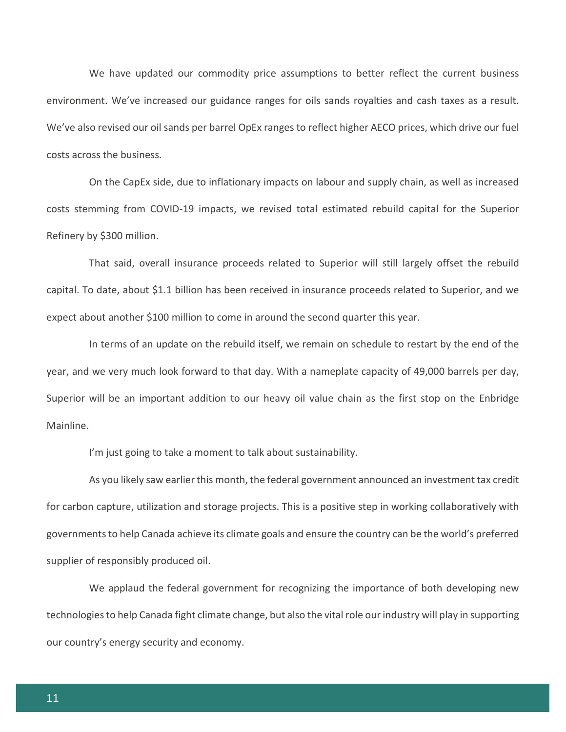We have updated our commodity price assumptions to better reflect the current business environment. We've increased our guidance ranges for oils sands royalties and cash taxes as a result. We've also revised our oil sands per barrel OpEx ranges to reflect higher AECO prices, which drive our fuel costs across the business.

On the CapEx side, due to inflationary impacts on labour and supply chain, as well as increased costs stemming from COVID-19 impacts, we revised total estimated rebuild capital for the Superior Refinery by $300 million.

That said, overall insurance proceeds related to Superior will still largely offset the rebuild capital. To date, about $1.1 billion has been received in insurance proceeds related to Superior, and we expect about another $100 million to come in around the second quarter this year.

In terms of an update on the rebuild itself, we remain on schedule to restart by the end of the year, and we very much look forward to that day. With a nameplate capacity of 49,000 barrels per day, Superior will be an important addition to our heavy oil value chain as the first stop on the Enbridge Mainline.

I'm just going to take a moment to talk about sustainability.

As you likely saw earlier this month, the federal government announced an investment tax credit for carbon capture, utilization and storage projects. This is a positive step in working collaboratively with governments to help Canada achieve its climate goals and ensure the country can be the world's preferred supplier of responsibly produced oil.

We applaud the federal government for recognizing the importance of both developing new technologies to help Canada fight climate change, but also the vital role our industry will play in supporting our country's energy security and economy.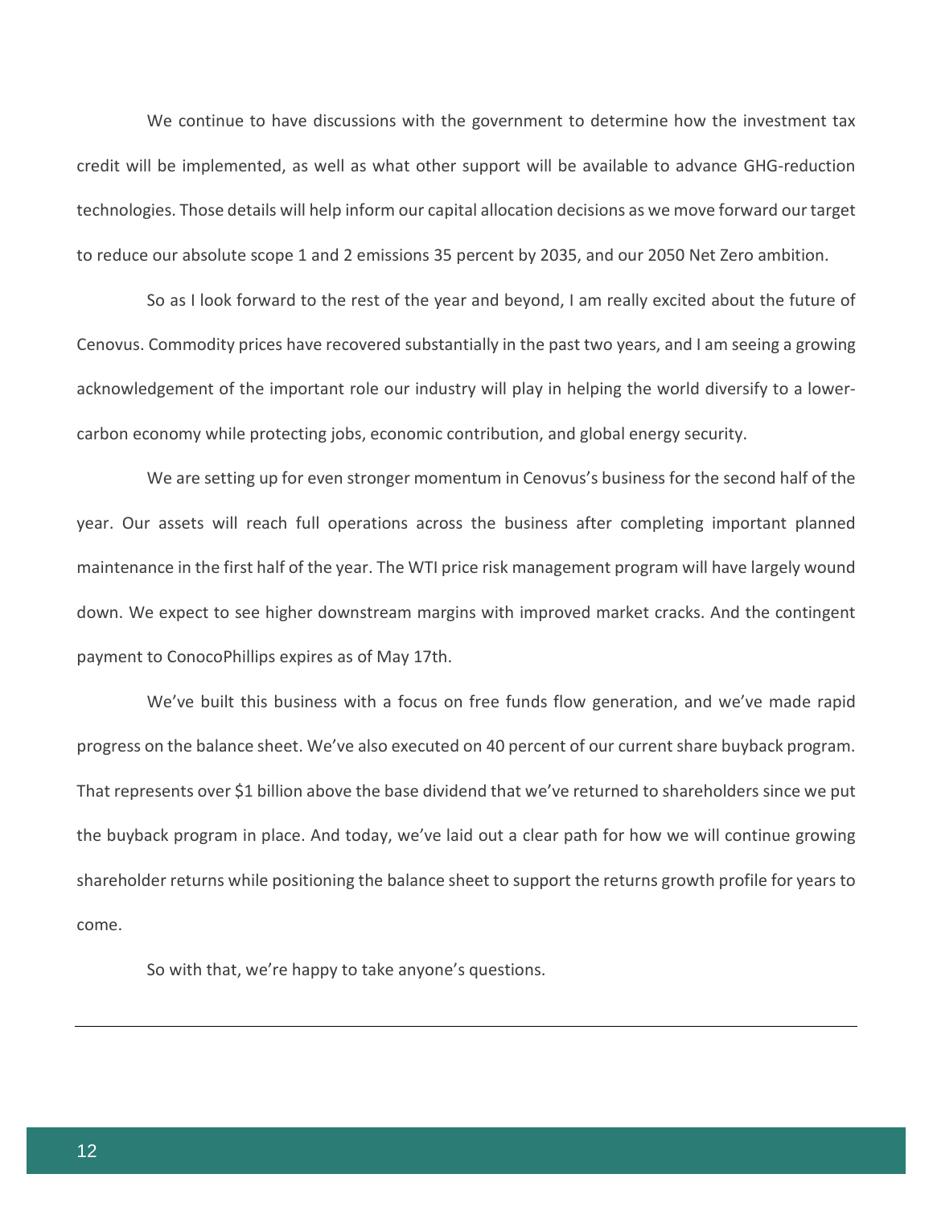We continue to have discussions with the government to determine how the investment tax credit will be implemented, as well as what other support will be available to advance GHG-reduction technologies. Those details will help inform our capital allocation decisions as we move forward our target to reduce our absolute scope 1 and 2 emissions 35 percent by 2035, and our 2050 Net Zero ambition.

So as I look forward to the rest of the year and beyond, I am really excited about the future of Cenovus. Commodity prices have recovered substantially in the past two years, and I am seeing a growing acknowledgement of the important role our industry will play in helping the world diversify to a lower-carbon economy while protecting jobs, economic contribution, and global energy security.

We are setting up for even stronger momentum in Cenovus's business for the second half of the year. Our assets will reach full operations across the business after completing important planned maintenance in the first half of the year. The WTI price risk management program will have largely wound down. We expect to see higher downstream margins with improved market cracks. And the contingent payment to ConocoPhillips expires as of May 17th.

We've built this business with a focus on free funds flow generation, and we've made rapid progress on the balance sheet. We've also executed on 40 percent of our current share buyback program. That represents over $1 billion above the base dividend that we've returned to shareholders since we put the buyback program in place. And today, we've laid out a clear path for how we will continue growing shareholder returns while positioning the balance sheet to support the returns growth profile for years to come.

So with that, we're happy to take anyone's questions.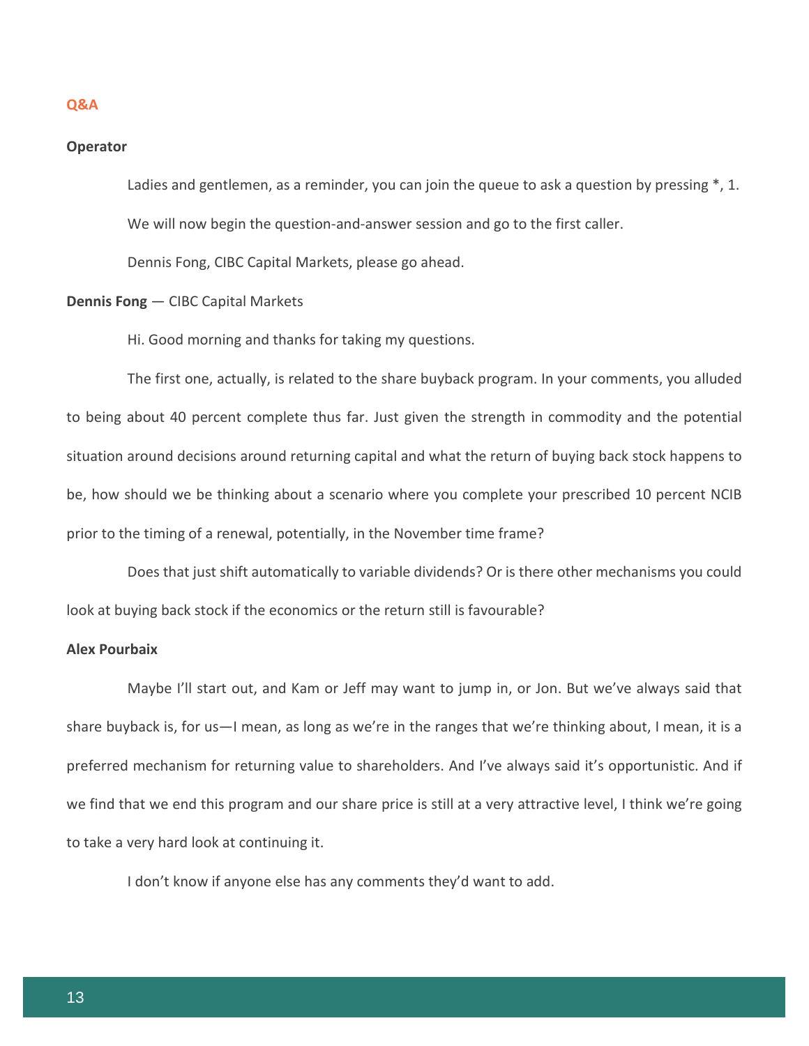## Q&A

**Operator**

Ladies and gentlemen, as a reminder, you can join the queue to ask a question by pressing *, 1.

We will now begin the question-and-answer session and go to the first caller.

Dennis Fong, CIBC Capital Markets, please go ahead.

**Dennis Fong** — CIBC Capital Markets

Hi. Good morning and thanks for taking my questions.

The first one, actually, is related to the share buyback program. In your comments, you alluded to being about 40 percent complete thus far. Just given the strength in commodity and the potential situation around decisions around returning capital and what the return of buying back stock happens to be, how should we be thinking about a scenario where you complete your prescribed 10 percent NCIB prior to the timing of a renewal, potentially, in the November time frame?

Does that just shift automatically to variable dividends? Or is there other mechanisms you could look at buying back stock if the economics or the return still is favourable?

**Alex Pourbaix**

Maybe I'll start out, and Kam or Jeff may want to jump in, or Jon. But we've always said that share buyback is, for us—I mean, as long as we're in the ranges that we're thinking about, I mean, it is a preferred mechanism for returning value to shareholders. And I've always said it's opportunistic. And if we find that we end this program and our share price is still at a very attractive level, I think we're going to take a very hard look at continuing it.

I don't know if anyone else has any comments they'd want to add.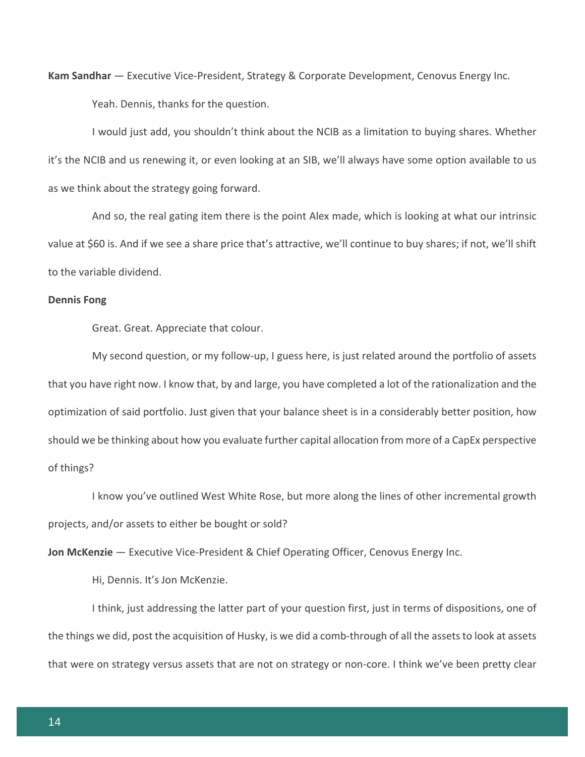**Kam Sandhar** — Executive Vice-President, Strategy & Corporate Development, Cenovus Energy Inc.

Yeah. Dennis, thanks for the question.

I would just add, you shouldn't think about the NCIB as a limitation to buying shares. Whether it's the NCIB and us renewing it, or even looking at an SIB, we'll always have some option available to us as we think about the strategy going forward.

And so, the real gating item there is the point Alex made, which is looking at what our intrinsic value at $60 is. And if we see a share price that's attractive, we'll continue to buy shares; if not, we'll shift to the variable dividend.

**Dennis Fong**

Great. Great. Appreciate that colour.

My second question, or my follow-up, I guess here, is just related around the portfolio of assets that you have right now. I know that, by and large, you have completed a lot of the rationalization and the optimization of said portfolio. Just given that your balance sheet is in a considerably better position, how should we be thinking about how you evaluate further capital allocation from more of a CapEx perspective of things?

I know you've outlined West White Rose, but more along the lines of other incremental growth projects, and/or assets to either be bought or sold?

**Jon McKenzie** — Executive Vice-President & Chief Operating Officer, Cenovus Energy Inc.

Hi, Dennis. It's Jon McKenzie.

I think, just addressing the latter part of your question first, just in terms of dispositions, one of the things we did, post the acquisition of Husky, is we did a comb-through of all the assets to look at assets that were on strategy versus assets that are not on strategy or non-core. I think we've been pretty clear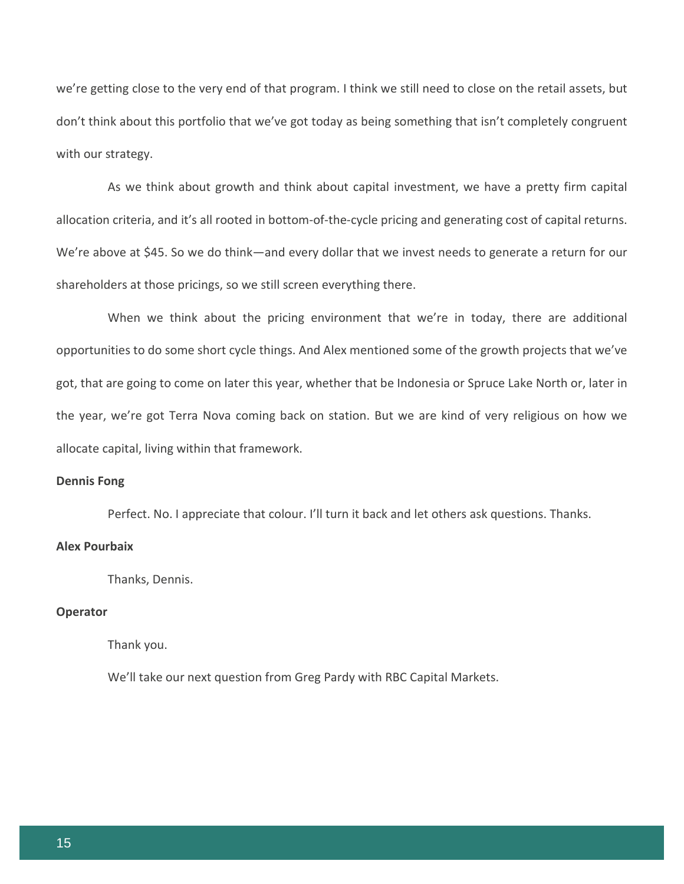we’re getting close to the very end of that program. I think we still need to close on the retail assets, but don’t think about this portfolio that we’ve got today as being something that isn’t completely congruent with our strategy.

As we think about growth and think about capital investment, we have a pretty firm capital allocation criteria, and it’s all rooted in bottom-of-the-cycle pricing and generating cost of capital returns. We’re above at $45. So we do think—and every dollar that we invest needs to generate a return for our shareholders at those pricings, so we still screen everything there.

When we think about the pricing environment that we’re in today, there are additional opportunities to do some short cycle things. And Alex mentioned some of the growth projects that we’ve got, that are going to come on later this year, whether that be Indonesia or Spruce Lake North or, later in the year, we’re got Terra Nova coming back on station. But we are kind of very religious on how we allocate capital, living within that framework.

**Dennis Fong**

Perfect. No. I appreciate that colour. I’ll turn it back and let others ask questions. Thanks.

**Alex Pourbaix**

Thanks, Dennis.

**Operator**

Thank you.

We’ll take our next question from Greg Pardy with RBC Capital Markets.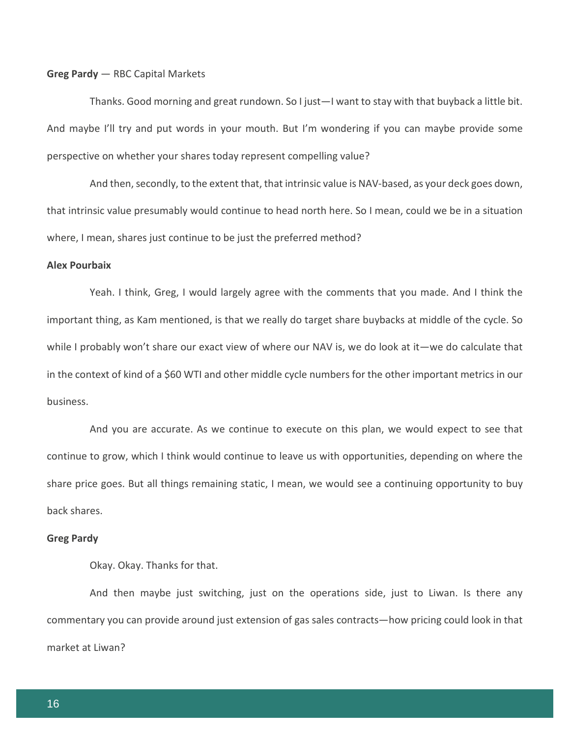**Greg Pardy** — RBC Capital Markets

Thanks. Good morning and great rundown. So I just—I want to stay with that buyback a little bit. And maybe I'll try and put words in your mouth. But I'm wondering if you can maybe provide some perspective on whether your shares today represent compelling value?

And then, secondly, to the extent that, that intrinsic value is NAV-based, as your deck goes down, that intrinsic value presumably would continue to head north here. So I mean, could we be in a situation where, I mean, shares just continue to be just the preferred method?

**Alex Pourbaix**

Yeah. I think, Greg, I would largely agree with the comments that you made. And I think the important thing, as Kam mentioned, is that we really do target share buybacks at middle of the cycle. So while I probably won't share our exact view of where our NAV is, we do look at it—we do calculate that in the context of kind of a $60 WTI and other middle cycle numbers for the other important metrics in our business.

And you are accurate. As we continue to execute on this plan, we would expect to see that continue to grow, which I think would continue to leave us with opportunities, depending on where the share price goes. But all things remaining static, I mean, we would see a continuing opportunity to buy back shares.

**Greg Pardy**

Okay. Okay. Thanks for that.

And then maybe just switching, just on the operations side, just to Liwan. Is there any commentary you can provide around just extension of gas sales contracts—how pricing could look in that market at Liwan?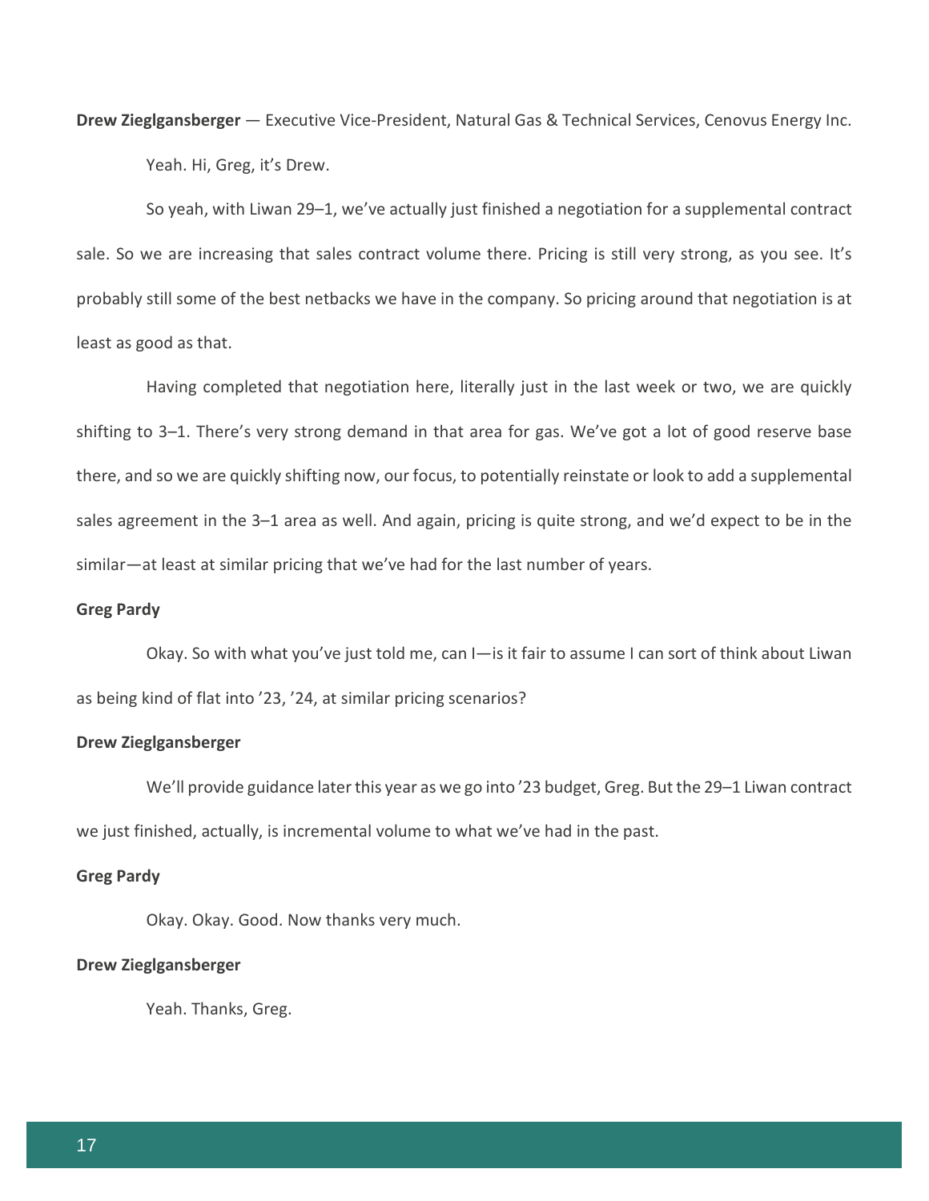**Drew Zieglgansberger** — Executive Vice-President, Natural Gas & Technical Services, Cenovus Energy Inc.

Yeah. Hi, Greg, it's Drew.

So yeah, with Liwan 29–1, we've actually just finished a negotiation for a supplemental contract sale. So we are increasing that sales contract volume there. Pricing is still very strong, as you see. It's probably still some of the best netbacks we have in the company. So pricing around that negotiation is at least as good as that.

Having completed that negotiation here, literally just in the last week or two, we are quickly shifting to 3–1. There's very strong demand in that area for gas. We've got a lot of good reserve base there, and so we are quickly shifting now, our focus, to potentially reinstate or look to add a supplemental sales agreement in the 3–1 area as well. And again, pricing is quite strong, and we'd expect to be in the similar—at least at similar pricing that we've had for the last number of years.

**Greg Pardy**

Okay. So with what you've just told me, can I—is it fair to assume I can sort of think about Liwan as being kind of flat into '23, '24, at similar pricing scenarios?

**Drew Zieglgansberger**

We'll provide guidance later this year as we go into '23 budget, Greg. But the 29–1 Liwan contract we just finished, actually, is incremental volume to what we've had in the past.

**Greg Pardy**

Okay. Okay. Good. Now thanks very much.

**Drew Zieglgansberger**

Yeah. Thanks, Greg.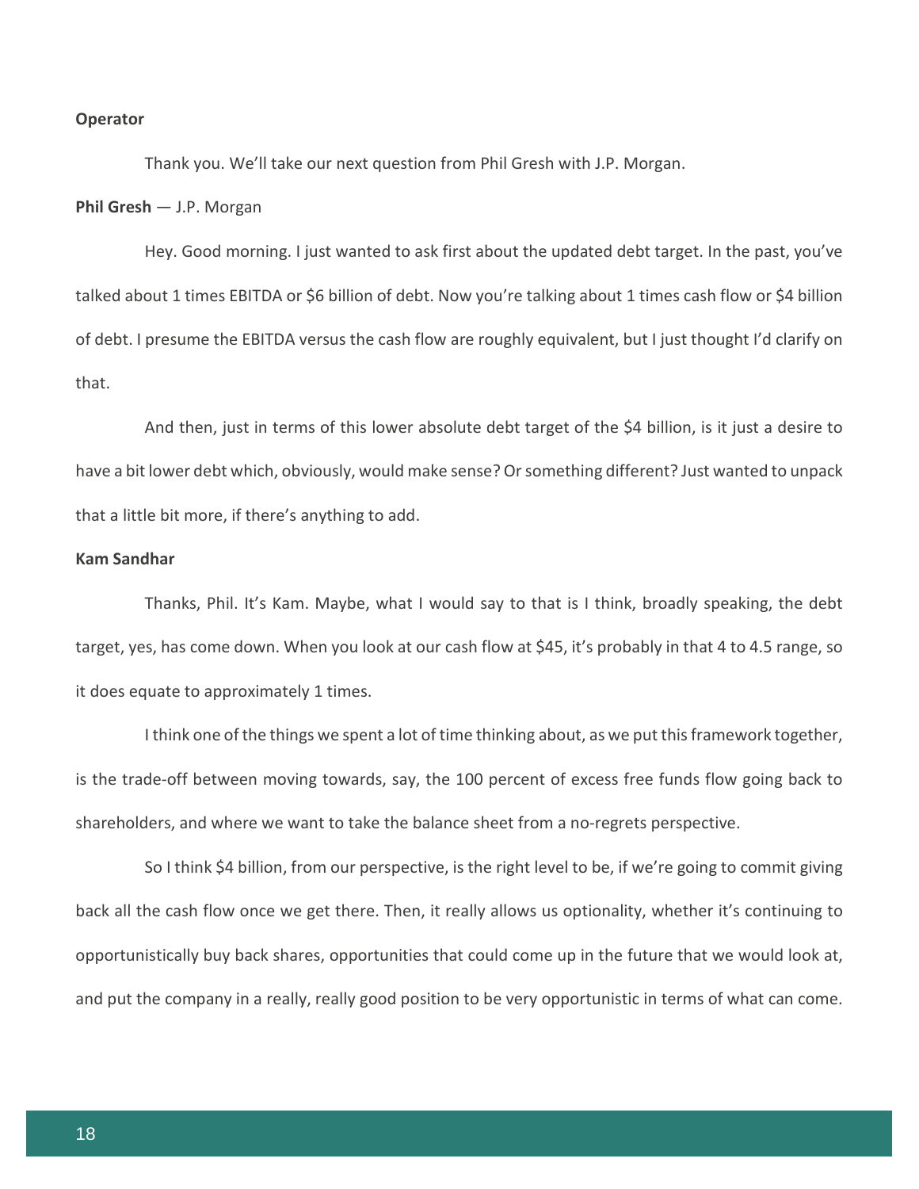**Operator**

Thank you. We'll take our next question from Phil Gresh with J.P. Morgan.

**Phil Gresh** — J.P. Morgan

Hey. Good morning. I just wanted to ask first about the updated debt target. In the past, you've talked about 1 times EBITDA or $6 billion of debt. Now you're talking about 1 times cash flow or $4 billion of debt. I presume the EBITDA versus the cash flow are roughly equivalent, but I just thought I'd clarify on that.

And then, just in terms of this lower absolute debt target of the $4 billion, is it just a desire to have a bit lower debt which, obviously, would make sense? Or something different? Just wanted to unpack that a little bit more, if there's anything to add.

**Kam Sandhar**

Thanks, Phil. It's Kam. Maybe, what I would say to that is I think, broadly speaking, the debt target, yes, has come down. When you look at our cash flow at $45, it's probably in that 4 to 4.5 range, so it does equate to approximately 1 times.

I think one of the things we spent a lot of time thinking about, as we put this framework together, is the trade-off between moving towards, say, the 100 percent of excess free funds flow going back to shareholders, and where we want to take the balance sheet from a no-regrets perspective.

So I think $4 billion, from our perspective, is the right level to be, if we're going to commit giving back all the cash flow once we get there. Then, it really allows us optionality, whether it's continuing to opportunistically buy back shares, opportunities that could come up in the future that we would look at, and put the company in a really, really good position to be very opportunistic in terms of what can come.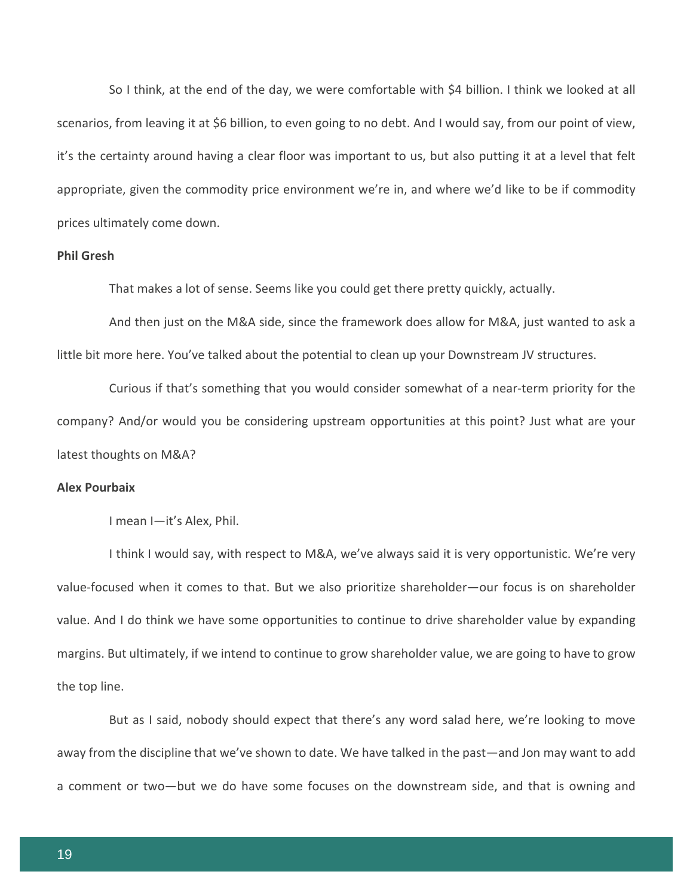So I think, at the end of the day, we were comfortable with $4 billion. I think we looked at all scenarios, from leaving it at $6 billion, to even going to no debt. And I would say, from our point of view, it's the certainty around having a clear floor was important to us, but also putting it at a level that felt appropriate, given the commodity price environment we're in, and where we'd like to be if commodity prices ultimately come down.

**Phil Gresh**

That makes a lot of sense. Seems like you could get there pretty quickly, actually.

And then just on the M&A side, since the framework does allow for M&A, just wanted to ask a little bit more here. You've talked about the potential to clean up your Downstream JV structures.

Curious if that's something that you would consider somewhat of a near-term priority for the company? And/or would you be considering upstream opportunities at this point? Just what are your latest thoughts on M&A?

**Alex Pourbaix**

I mean I—it's Alex, Phil.

I think I would say, with respect to M&A, we've always said it is very opportunistic. We're very value-focused when it comes to that. But we also prioritize shareholder—our focus is on shareholder value. And I do think we have some opportunities to continue to drive shareholder value by expanding margins. But ultimately, if we intend to continue to grow shareholder value, we are going to have to grow the top line.

But as I said, nobody should expect that there's any word salad here, we're looking to move away from the discipline that we've shown to date. We have talked in the past—and Jon may want to add a comment or two—but we do have some focuses on the downstream side, and that is owning and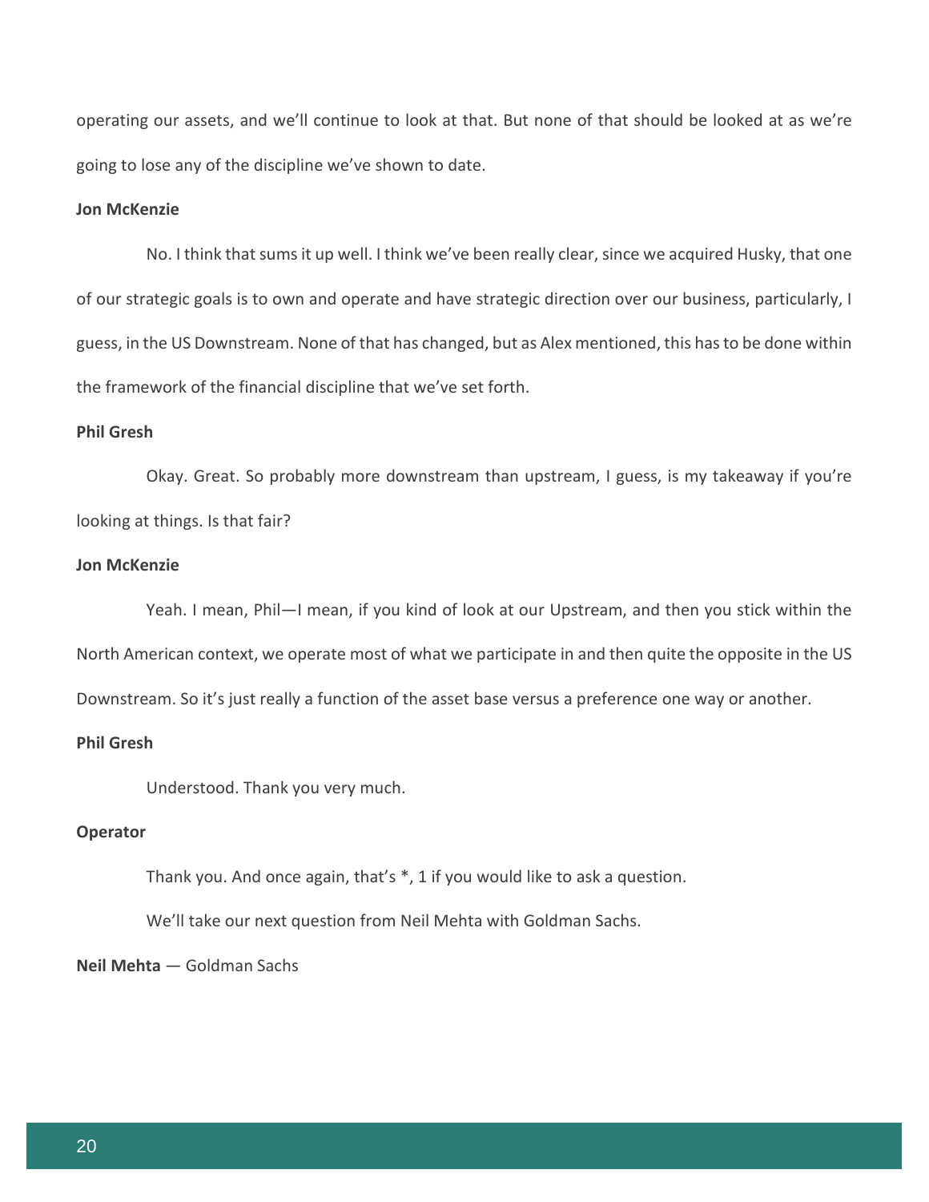operating our assets, and we'll continue to look at that. But none of that should be looked at as we're going to lose any of the discipline we've shown to date.

**Jon McKenzie**

No. I think that sums it up well. I think we've been really clear, since we acquired Husky, that one of our strategic goals is to own and operate and have strategic direction over our business, particularly, I guess, in the US Downstream. None of that has changed, but as Alex mentioned, this has to be done within the framework of the financial discipline that we've set forth.

**Phil Gresh**

Okay. Great. So probably more downstream than upstream, I guess, is my takeaway if you're looking at things. Is that fair?

**Jon McKenzie**

Yeah. I mean, Phil—I mean, if you kind of look at our Upstream, and then you stick within the North American context, we operate most of what we participate in and then quite the opposite in the US Downstream. So it's just really a function of the asset base versus a preference one way or another.

**Phil Gresh**

Understood. Thank you very much.

**Operator**

Thank you. And once again, that's *, 1 if you would like to ask a question.

We'll take our next question from Neil Mehta with Goldman Sachs.

**Neil Mehta** — Goldman Sachs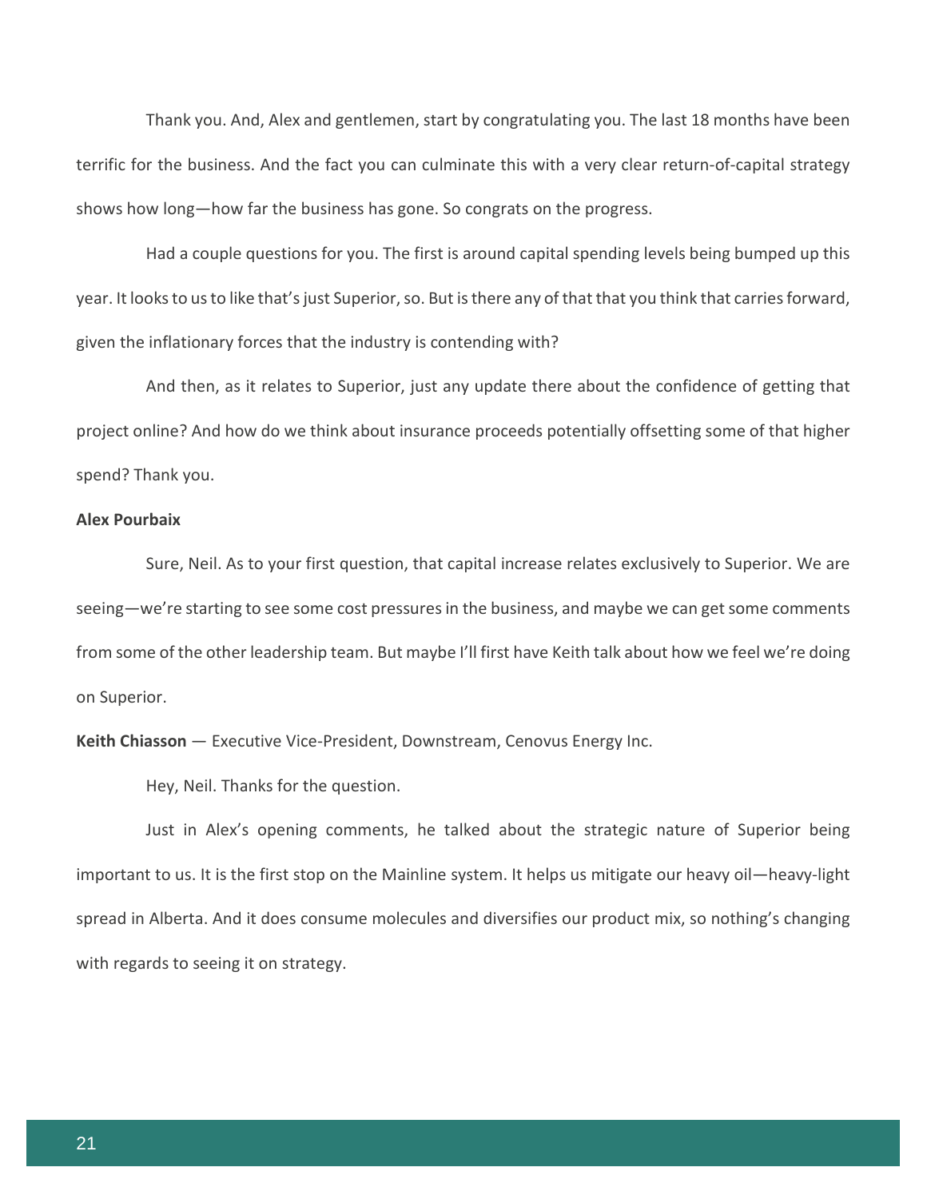Thank you. And, Alex and gentlemen, start by congratulating you. The last 18 months have been terrific for the business. And the fact you can culminate this with a very clear return-of-capital strategy shows how long—how far the business has gone. So congrats on the progress.

Had a couple questions for you. The first is around capital spending levels being bumped up this year. It looks to us to like that's just Superior, so. But is there any of that that you think that carries forward, given the inflationary forces that the industry is contending with?

And then, as it relates to Superior, just any update there about the confidence of getting that project online? And how do we think about insurance proceeds potentially offsetting some of that higher spend? Thank you.

**Alex Pourbaix**

Sure, Neil. As to your first question, that capital increase relates exclusively to Superior. We are seeing—we're starting to see some cost pressures in the business, and maybe we can get some comments from some of the other leadership team. But maybe I'll first have Keith talk about how we feel we're doing on Superior.

**Keith Chiasson** — Executive Vice-President, Downstream, Cenovus Energy Inc.

Hey, Neil. Thanks for the question.

Just in Alex's opening comments, he talked about the strategic nature of Superior being important to us. It is the first stop on the Mainline system. It helps us mitigate our heavy oil—heavy-light spread in Alberta. And it does consume molecules and diversifies our product mix, so nothing's changing with regards to seeing it on strategy.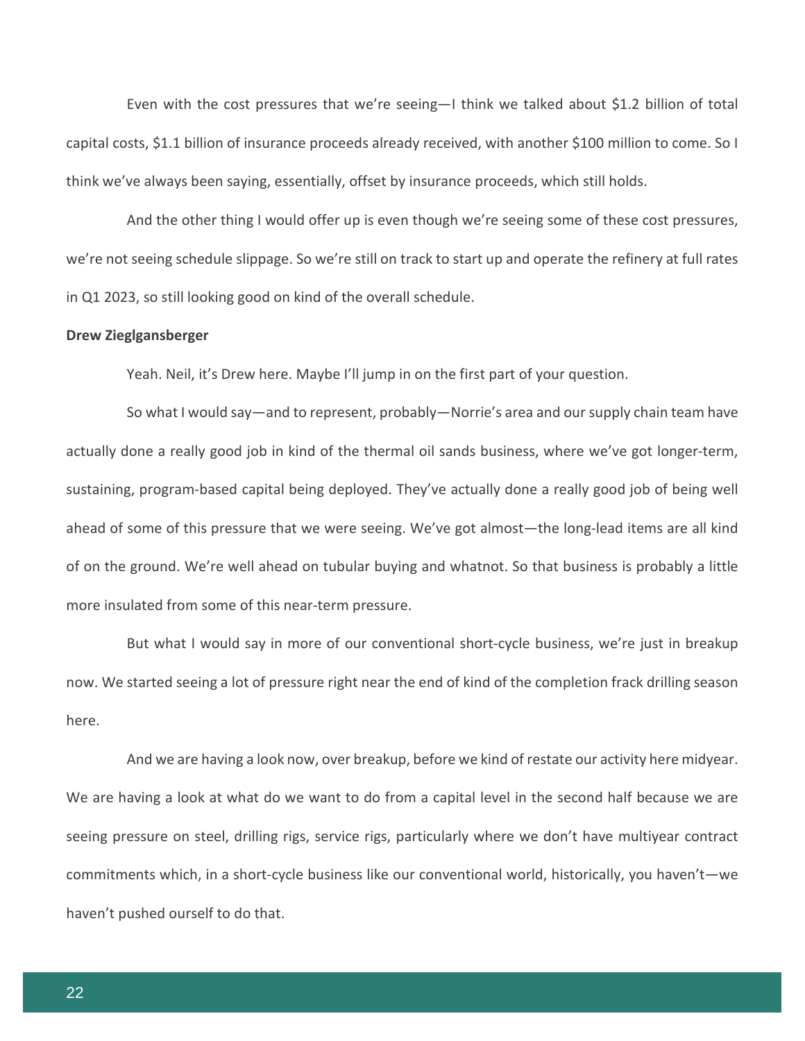Even with the cost pressures that we're seeing—I think we talked about $1.2 billion of total capital costs, $1.1 billion of insurance proceeds already received, with another $100 million to come. So I think we've always been saying, essentially, offset by insurance proceeds, which still holds.

And the other thing I would offer up is even though we're seeing some of these cost pressures, we're not seeing schedule slippage. So we're still on track to start up and operate the refinery at full rates in Q1 2023, so still looking good on kind of the overall schedule.

**Drew Zieglgansberger**

Yeah. Neil, it's Drew here. Maybe I'll jump in on the first part of your question.

So what I would say—and to represent, probably—Norrie's area and our supply chain team have actually done a really good job in kind of the thermal oil sands business, where we've got longer-term, sustaining, program-based capital being deployed. They've actually done a really good job of being well ahead of some of this pressure that we were seeing. We've got almost—the long-lead items are all kind of on the ground. We're well ahead on tubular buying and whatnot. So that business is probably a little more insulated from some of this near-term pressure.

But what I would say in more of our conventional short-cycle business, we're just in breakup now. We started seeing a lot of pressure right near the end of kind of the completion frack drilling season here.

And we are having a look now, over breakup, before we kind of restate our activity here midyear. We are having a look at what do we want to do from a capital level in the second half because we are seeing pressure on steel, drilling rigs, service rigs, particularly where we don't have multiyear contract commitments which, in a short-cycle business like our conventional world, historically, you haven't—we haven't pushed ourself to do that.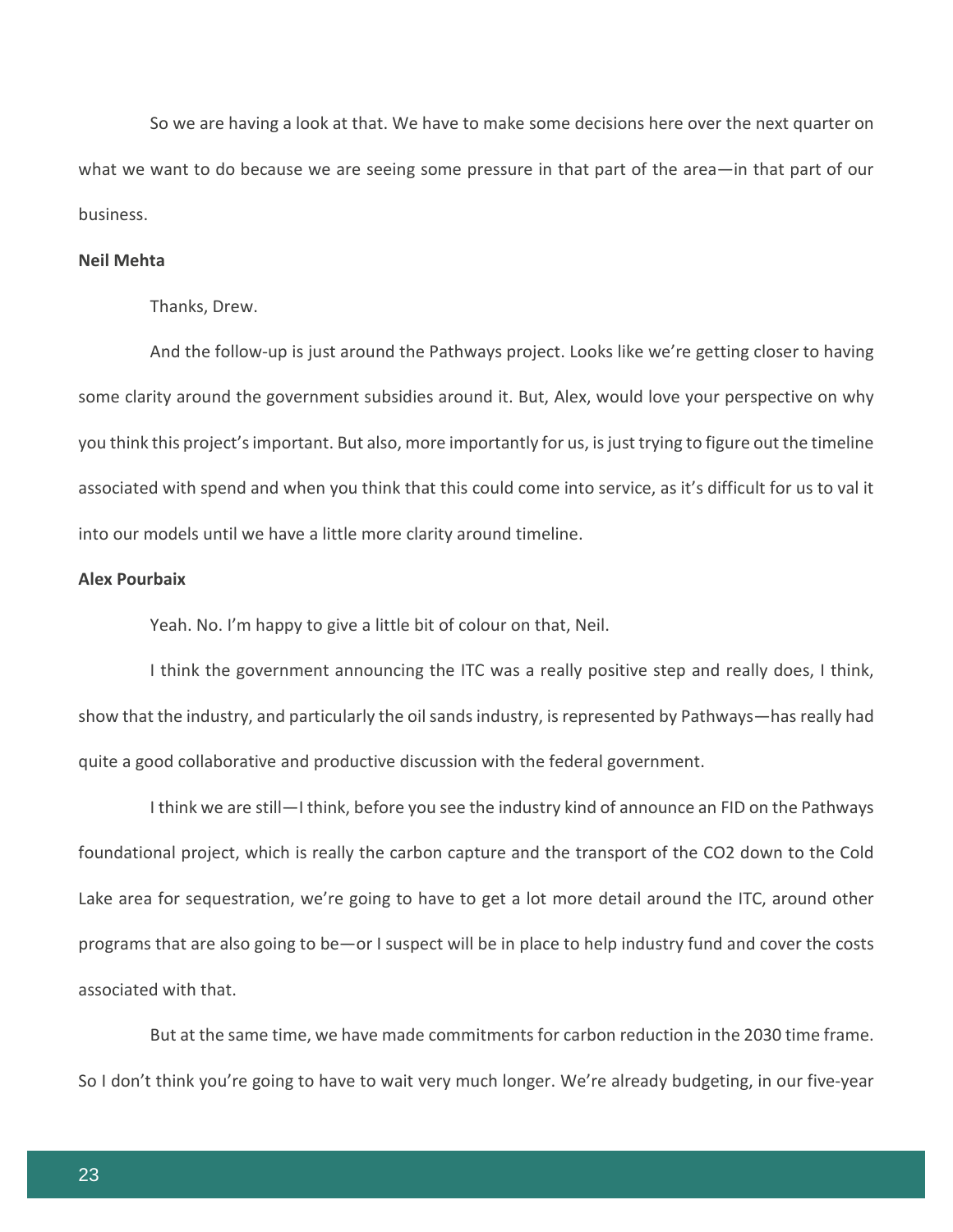So we are having a look at that. We have to make some decisions here over the next quarter on what we want to do because we are seeing some pressure in that part of the area—in that part of our business.

**Neil Mehta**

Thanks, Drew.

And the follow-up is just around the Pathways project. Looks like we're getting closer to having some clarity around the government subsidies around it. But, Alex, would love your perspective on why you think this project's important. But also, more importantly for us, is just trying to figure out the timeline associated with spend and when you think that this could come into service, as it's difficult for us to val it into our models until we have a little more clarity around timeline.

**Alex Pourbaix**

Yeah. No. I'm happy to give a little bit of colour on that, Neil.

I think the government announcing the ITC was a really positive step and really does, I think, show that the industry, and particularly the oil sands industry, is represented by Pathways—has really had quite a good collaborative and productive discussion with the federal government.

I think we are still—I think, before you see the industry kind of announce an FID on the Pathways foundational project, which is really the carbon capture and the transport of the $CO_2$ down to the Cold Lake area for sequestration, we're going to have to get a lot more detail around the ITC, around other programs that are also going to be—or I suspect will be in place to help industry fund and cover the costs associated with that.

But at the same time, we have made commitments for carbon reduction in the 2030 time frame. So I don't think you're going to have to wait very much longer. We're already budgeting, in our five-year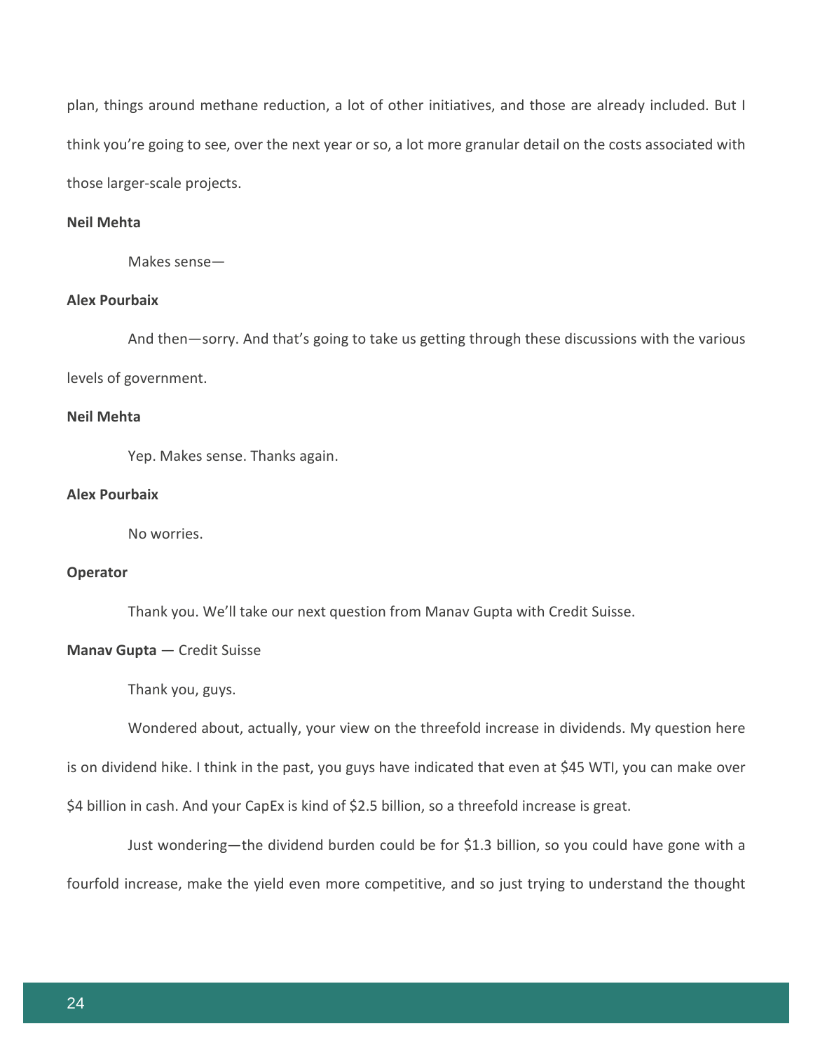plan, things around methane reduction, a lot of other initiatives, and those are already included. But I think you're going to see, over the next year or so, a lot more granular detail on the costs associated with those larger-scale projects.

**Neil Mehta**

Makes sense—

**Alex Pourbaix**

And then—sorry. And that's going to take us getting through these discussions with the various levels of government.

**Neil Mehta**

Yep. Makes sense. Thanks again.

**Alex Pourbaix**

No worries.

**Operator**

Thank you. We'll take our next question from Manav Gupta with Credit Suisse.

**Manav Gupta** — Credit Suisse

Thank you, guys.

Wondered about, actually, your view on the threefold increase in dividends. My question here is on dividend hike. I think in the past, you guys have indicated that even at $45 WTI, you can make over $4 billion in cash. And your CapEx is kind of $2.5 billion, so a threefold increase is great.

Just wondering—the dividend burden could be for $1.3 billion, so you could have gone with a fourfold increase, make the yield even more competitive, and so just trying to understand the thought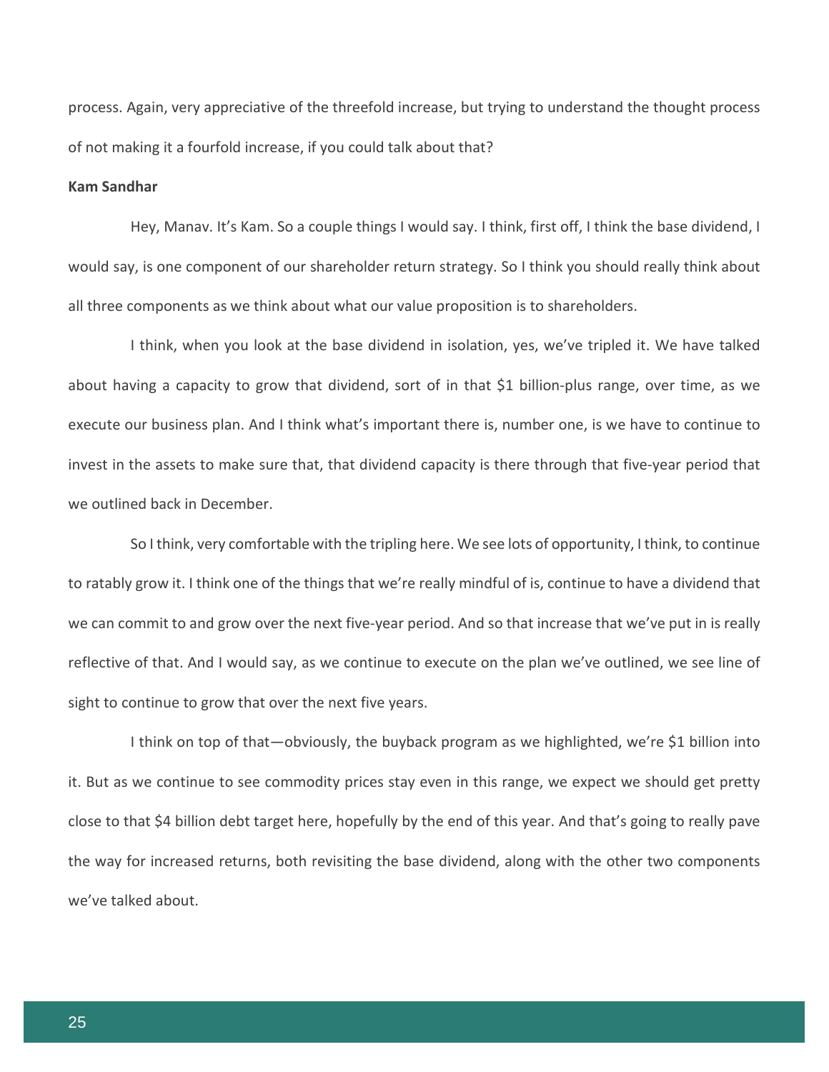process. Again, very appreciative of the threefold increase, but trying to understand the thought process of not making it a fourfold increase, if you could talk about that?

**Kam Sandhar**

Hey, Manav. It's Kam. So a couple things I would say. I think, first off, I think the base dividend, I would say, is one component of our shareholder return strategy. So I think you should really think about all three components as we think about what our value proposition is to shareholders.

I think, when you look at the base dividend in isolation, yes, we've tripled it. We have talked about having a capacity to grow that dividend, sort of in that $1 billion-plus range, over time, as we execute our business plan. And I think what's important there is, number one, is we have to continue to invest in the assets to make sure that, that dividend capacity is there through that five-year period that we outlined back in December.

So I think, very comfortable with the tripling here. We see lots of opportunity, I think, to continue to ratably grow it. I think one of the things that we're really mindful of is, continue to have a dividend that we can commit to and grow over the next five-year period. And so that increase that we've put in is really reflective of that. And I would say, as we continue to execute on the plan we've outlined, we see line of sight to continue to grow that over the next five years.

I think on top of that—obviously, the buyback program as we highlighted, we're $1 billion into it. But as we continue to see commodity prices stay even in this range, we expect we should get pretty close to that $4 billion debt target here, hopefully by the end of this year. And that's going to really pave the way for increased returns, both revisiting the base dividend, along with the other two components we've talked about.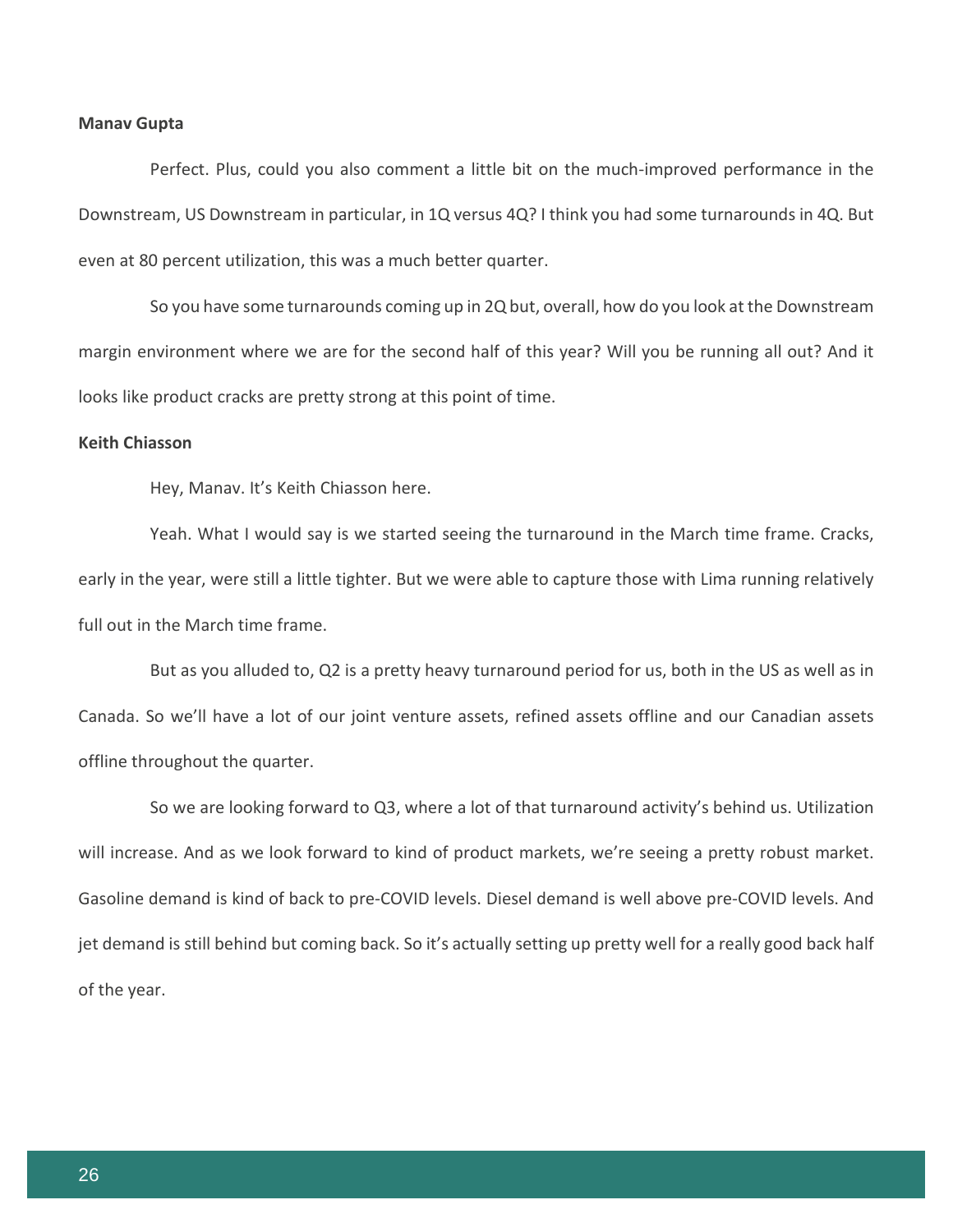**Manav Gupta**

Perfect. Plus, could you also comment a little bit on the much-improved performance in the Downstream, US Downstream in particular, in 1Q versus 4Q? I think you had some turnarounds in 4Q. But even at 80 percent utilization, this was a much better quarter.

So you have some turnarounds coming up in 2Q but, overall, how do you look at the Downstream margin environment where we are for the second half of this year? Will you be running all out? And it looks like product cracks are pretty strong at this point of time.

**Keith Chiasson**

Hey, Manav. It's Keith Chiasson here.

Yeah. What I would say is we started seeing the turnaround in the March time frame. Cracks, early in the year, were still a little tighter. But we were able to capture those with Lima running relatively full out in the March time frame.

But as you alluded to, Q2 is a pretty heavy turnaround period for us, both in the US as well as in Canada. So we'll have a lot of our joint venture assets, refined assets offline and our Canadian assets offline throughout the quarter.

So we are looking forward to Q3, where a lot of that turnaround activity's behind us. Utilization will increase. And as we look forward to kind of product markets, we're seeing a pretty robust market. Gasoline demand is kind of back to pre-COVID levels. Diesel demand is well above pre-COVID levels. And jet demand is still behind but coming back. So it's actually setting up pretty well for a really good back half of the year.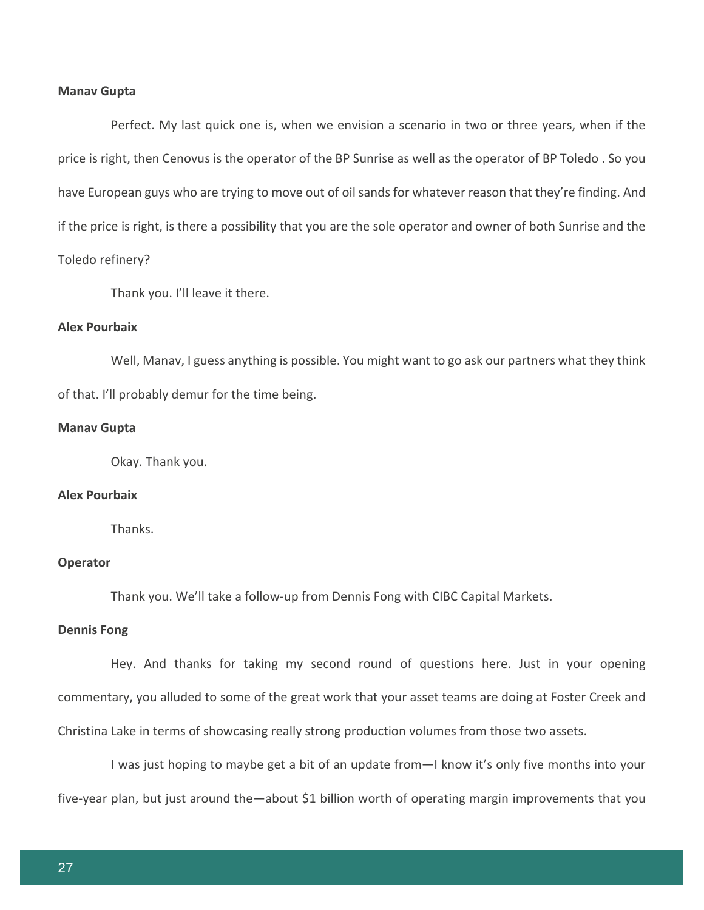**Manav Gupta**

Perfect. My last quick one is, when we envision a scenario in two or three years, when if the price is right, then Cenovus is the operator of the BP Sunrise as well as the operator of BP Toledo . So you have European guys who are trying to move out of oil sands for whatever reason that they're finding. And if the price is right, is there a possibility that you are the sole operator and owner of both Sunrise and the Toledo refinery?

Thank you. I'll leave it there.

**Alex Pourbaix**

Well, Manav, I guess anything is possible. You might want to go ask our partners what they think of that. I'll probably demur for the time being.

**Manav Gupta**

Okay. Thank you.

**Alex Pourbaix**

Thanks.

**Operator**

Thank you. We'll take a follow-up from Dennis Fong with CIBC Capital Markets.

**Dennis Fong**

Hey. And thanks for taking my second round of questions here. Just in your opening commentary, you alluded to some of the great work that your asset teams are doing at Foster Creek and Christina Lake in terms of showcasing really strong production volumes from those two assets.

I was just hoping to maybe get a bit of an update from—I know it's only five months into your five-year plan, but just around the—about $1 billion worth of operating margin improvements that you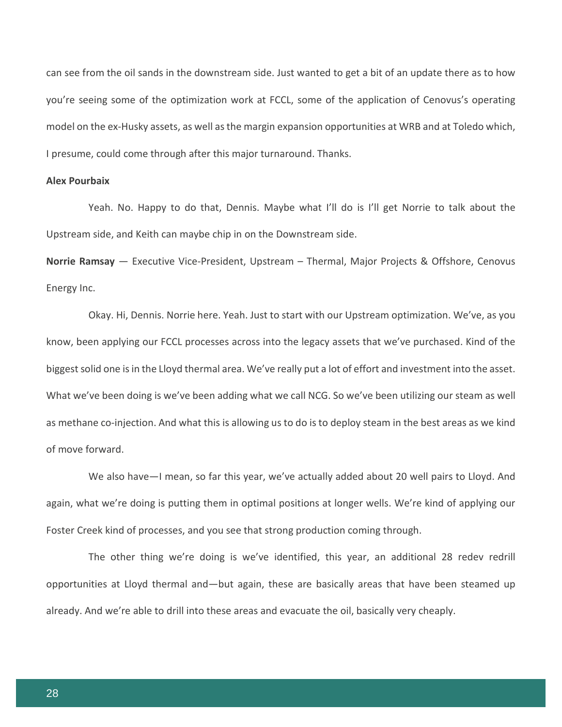can see from the oil sands in the downstream side. Just wanted to get a bit of an update there as to how you're seeing some of the optimization work at FCCL, some of the application of Cenovus's operating model on the ex-Husky assets, as well as the margin expansion opportunities at WRB and at Toledo which, I presume, could come through after this major turnaround. Thanks.

**Alex Pourbaix**

Yeah. No. Happy to do that, Dennis. Maybe what I'll do is I'll get Norrie to talk about the Upstream side, and Keith can maybe chip in on the Downstream side.

**Norrie Ramsay** — Executive Vice-President, Upstream – Thermal, Major Projects & Offshore, Cenovus Energy Inc.

Okay. Hi, Dennis. Norrie here. Yeah. Just to start with our Upstream optimization. We've, as you know, been applying our FCCL processes across into the legacy assets that we've purchased. Kind of the biggest solid one is in the Lloyd thermal area. We've really put a lot of effort and investment into the asset. What we've been doing is we've been adding what we call NCG. So we've been utilizing our steam as well as methane co-injection. And what this is allowing us to do is to deploy steam in the best areas as we kind of move forward.

We also have—I mean, so far this year, we've actually added about 20 well pairs to Lloyd. And again, what we're doing is putting them in optimal positions at longer wells. We're kind of applying our Foster Creek kind of processes, and you see that strong production coming through.

The other thing we're doing is we've identified, this year, an additional 28 redev redrill opportunities at Lloyd thermal and—but again, these are basically areas that have been steamed up already. And we're able to drill into these areas and evacuate the oil, basically very cheaply.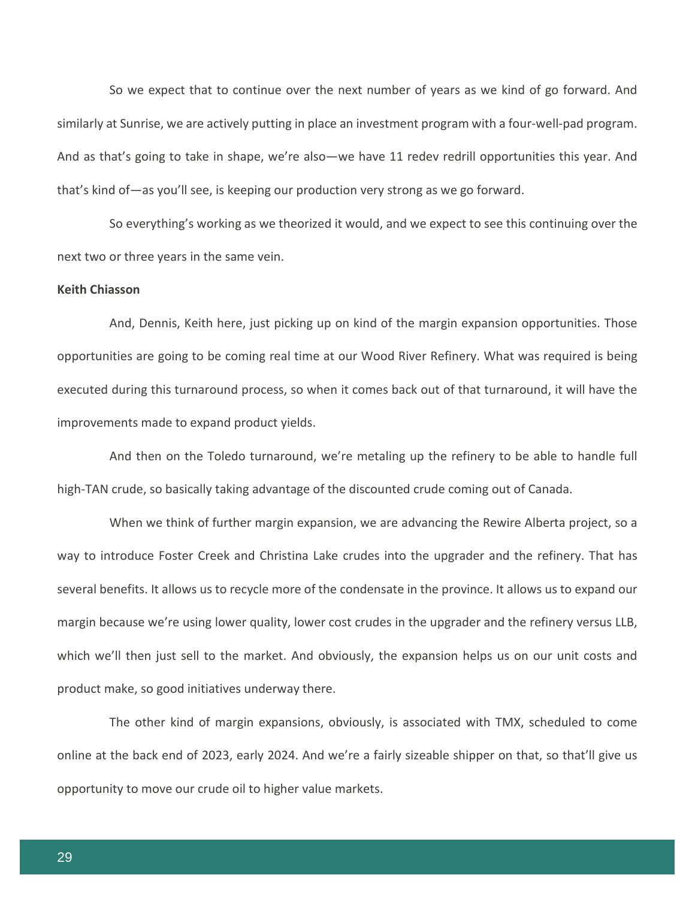So we expect that to continue over the next number of years as we kind of go forward. And similarly at Sunrise, we are actively putting in place an investment program with a four-well-pad program. And as that's going to take in shape, we're also—we have 11 redev redrill opportunities this year. And that's kind of—as you'll see, is keeping our production very strong as we go forward.

So everything's working as we theorized it would, and we expect to see this continuing over the next two or three years in the same vein.

**Keith Chiasson**

And, Dennis, Keith here, just picking up on kind of the margin expansion opportunities. Those opportunities are going to be coming real time at our Wood River Refinery. What was required is being executed during this turnaround process, so when it comes back out of that turnaround, it will have the improvements made to expand product yields.

And then on the Toledo turnaround, we're metaling up the refinery to be able to handle full high-TAN crude, so basically taking advantage of the discounted crude coming out of Canada.

When we think of further margin expansion, we are advancing the Rewire Alberta project, so a way to introduce Foster Creek and Christina Lake crudes into the upgrader and the refinery. That has several benefits. It allows us to recycle more of the condensate in the province. It allows us to expand our margin because we're using lower quality, lower cost crudes in the upgrader and the refinery versus LLB, which we'll then just sell to the market. And obviously, the expansion helps us on our unit costs and product make, so good initiatives underway there.

The other kind of margin expansions, obviously, is associated with TMX, scheduled to come online at the back end of 2023, early 2024. And we're a fairly sizeable shipper on that, so that'll give us opportunity to move our crude oil to higher value markets.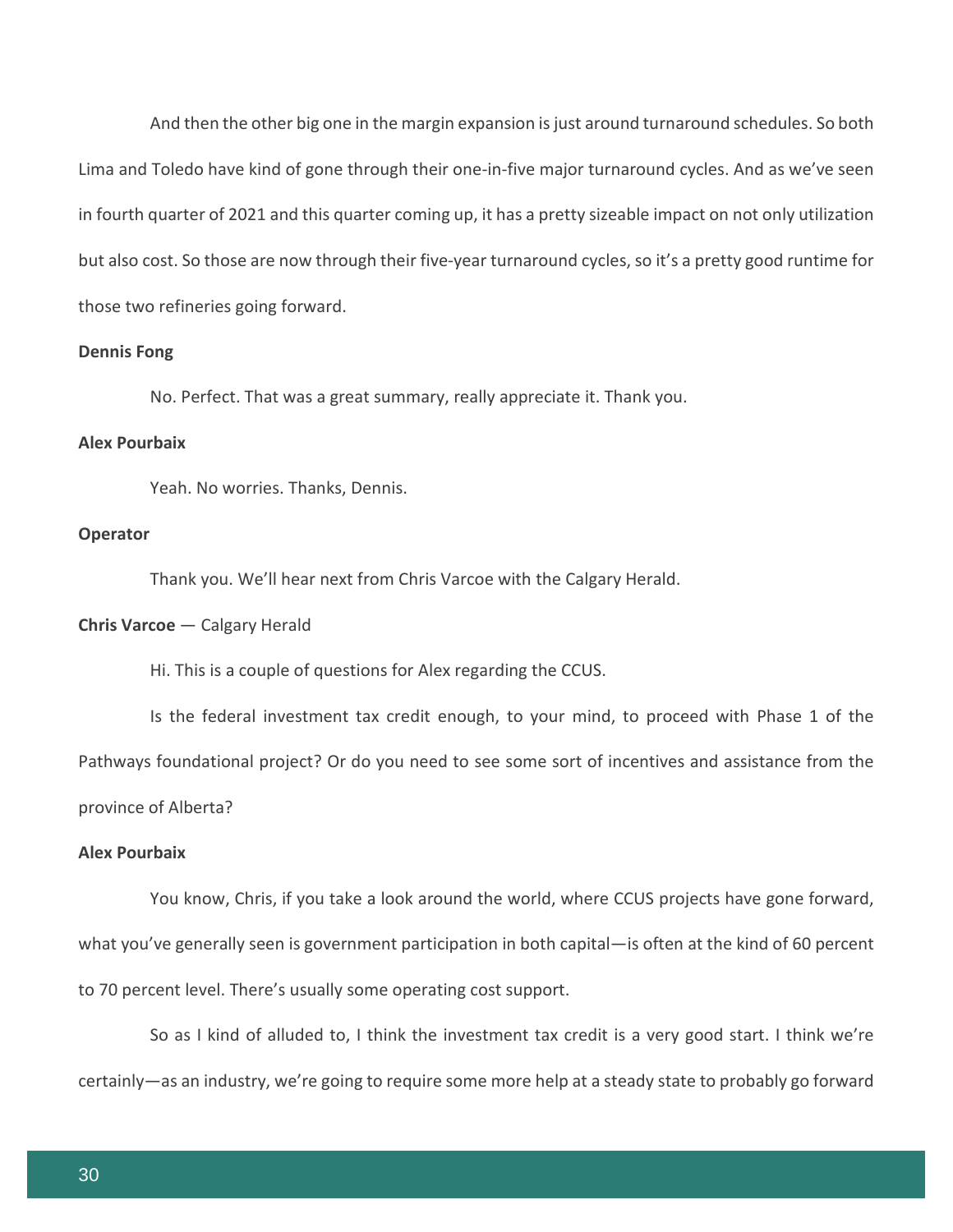And then the other big one in the margin expansion is just around turnaround schedules. So both Lima and Toledo have kind of gone through their one-in-five major turnaround cycles. And as we've seen in fourth quarter of 2021 and this quarter coming up, it has a pretty sizeable impact on not only utilization but also cost. So those are now through their five-year turnaround cycles, so it's a pretty good runtime for those two refineries going forward.

**Dennis Fong**

No. Perfect. That was a great summary, really appreciate it. Thank you.

**Alex Pourbaix**

Yeah. No worries. Thanks, Dennis.

**Operator**

Thank you. We'll hear next from Chris Varcoe with the Calgary Herald.

**Chris Varcoe** — Calgary Herald

Hi. This is a couple of questions for Alex regarding the CCUS.

Is the federal investment tax credit enough, to your mind, to proceed with Phase 1 of the Pathways foundational project? Or do you need to see some sort of incentives and assistance from the province of Alberta?

**Alex Pourbaix**

You know, Chris, if you take a look around the world, where CCUS projects have gone forward, what you've generally seen is government participation in both capital—is often at the kind of 60 percent to 70 percent level. There's usually some operating cost support.

So as I kind of alluded to, I think the investment tax credit is a very good start. I think we're certainly—as an industry, we're going to require some more help at a steady state to probably go forward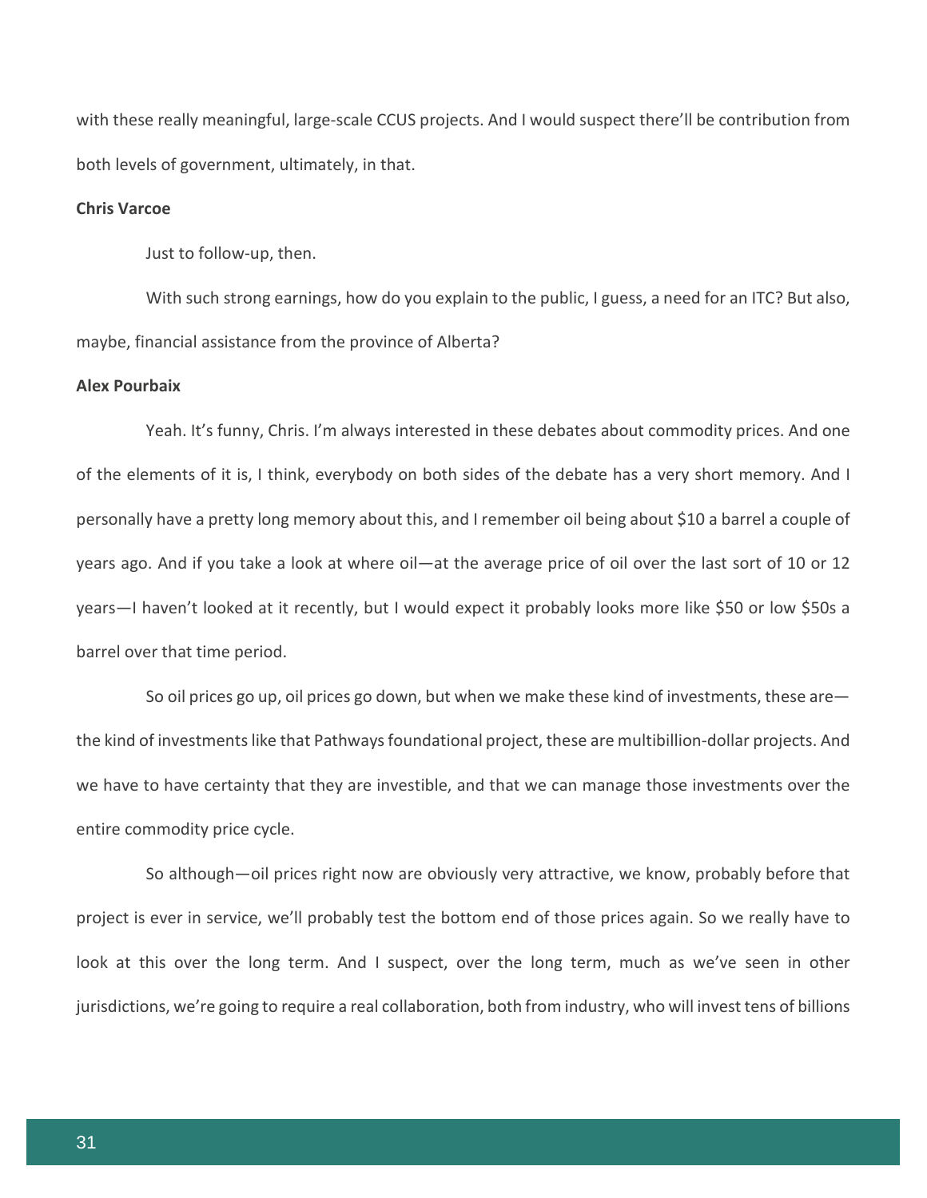with these really meaningful, large-scale CCUS projects. And I would suspect there'll be contribution from both levels of government, ultimately, in that.

**Chris Varcoe**

Just to follow-up, then.

With such strong earnings, how do you explain to the public, I guess, a need for an ITC? But also, maybe, financial assistance from the province of Alberta?

**Alex Pourbaix**

Yeah. It's funny, Chris. I'm always interested in these debates about commodity prices. And one of the elements of it is, I think, everybody on both sides of the debate has a very short memory. And I personally have a pretty long memory about this, and I remember oil being about $10 a barrel a couple of years ago. And if you take a look at where oil—at the average price of oil over the last sort of 10 or 12 years—I haven't looked at it recently, but I would expect it probably looks more like $50 or low $50s a barrel over that time period.

So oil prices go up, oil prices go down, but when we make these kind of investments, these are—the kind of investments like that Pathways foundational project, these are multibillion-dollar projects. And we have to have certainty that they are investible, and that we can manage those investments over the entire commodity price cycle.

So although—oil prices right now are obviously very attractive, we know, probably before that project is ever in service, we'll probably test the bottom end of those prices again. So we really have to look at this over the long term. And I suspect, over the long term, much as we've seen in other jurisdictions, we're going to require a real collaboration, both from industry, who will invest tens of billions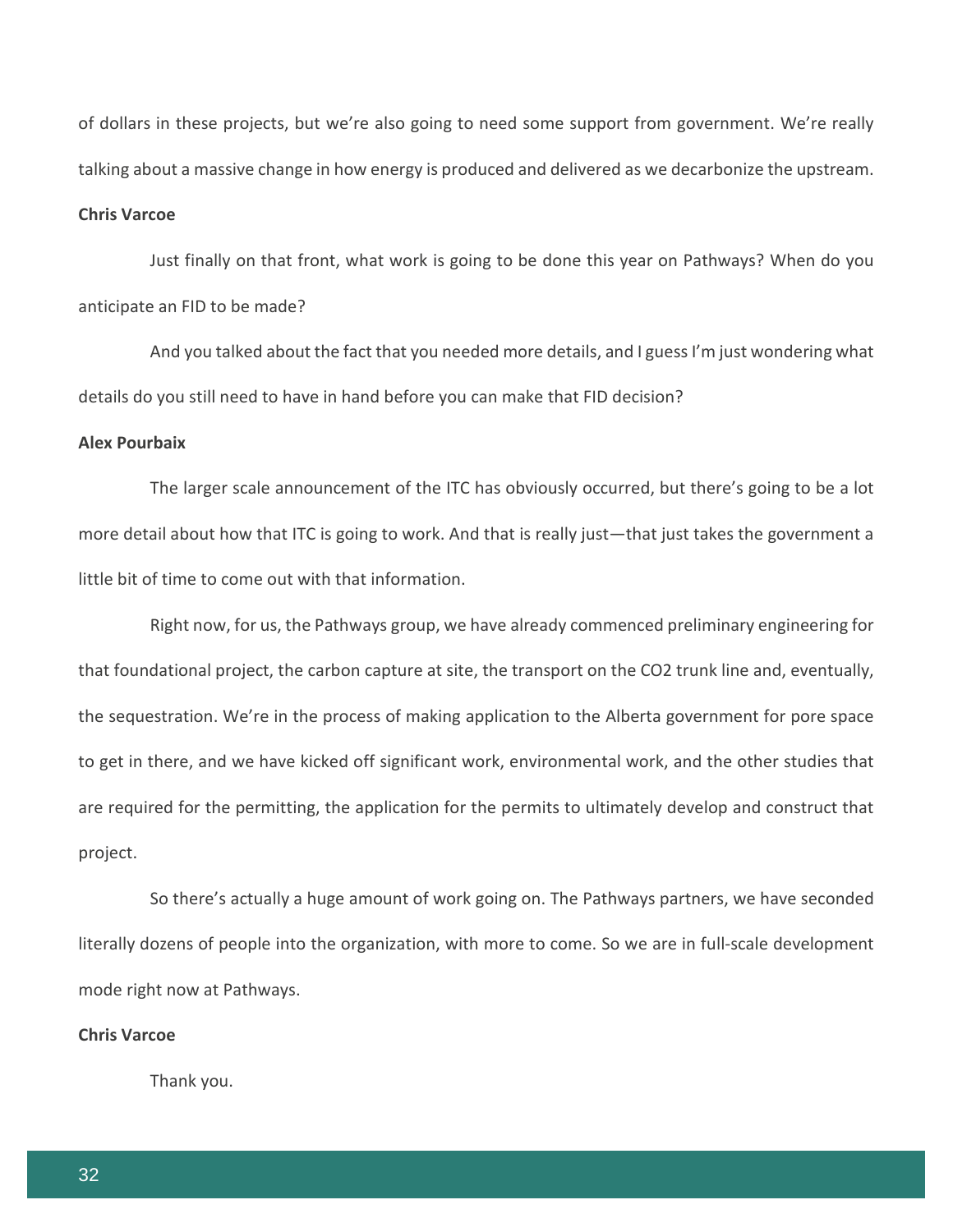of dollars in these projects, but we're also going to need some support from government. We're really talking about a massive change in how energy is produced and delivered as we decarbonize the upstream.

**Chris Varcoe**

Just finally on that front, what work is going to be done this year on Pathways? When do you anticipate an FID to be made?

And you talked about the fact that you needed more details, and I guess I'm just wondering what details do you still need to have in hand before you can make that FID decision?

**Alex Pourbaix**

The larger scale announcement of the ITC has obviously occurred, but there's going to be a lot more detail about how that ITC is going to work. And that is really just—that just takes the government a little bit of time to come out with that information.

Right now, for us, the Pathways group, we have already commenced preliminary engineering for that foundational project, the carbon capture at site, the transport on the $CO_2$ trunk line and, eventually, the sequestration. We're in the process of making application to the Alberta government for pore space to get in there, and we have kicked off significant work, environmental work, and the other studies that are required for the permitting, the application for the permits to ultimately develop and construct that project.

So there's actually a huge amount of work going on. The Pathways partners, we have seconded literally dozens of people into the organization, with more to come. So we are in full-scale development mode right now at Pathways.

**Chris Varcoe**

Thank you.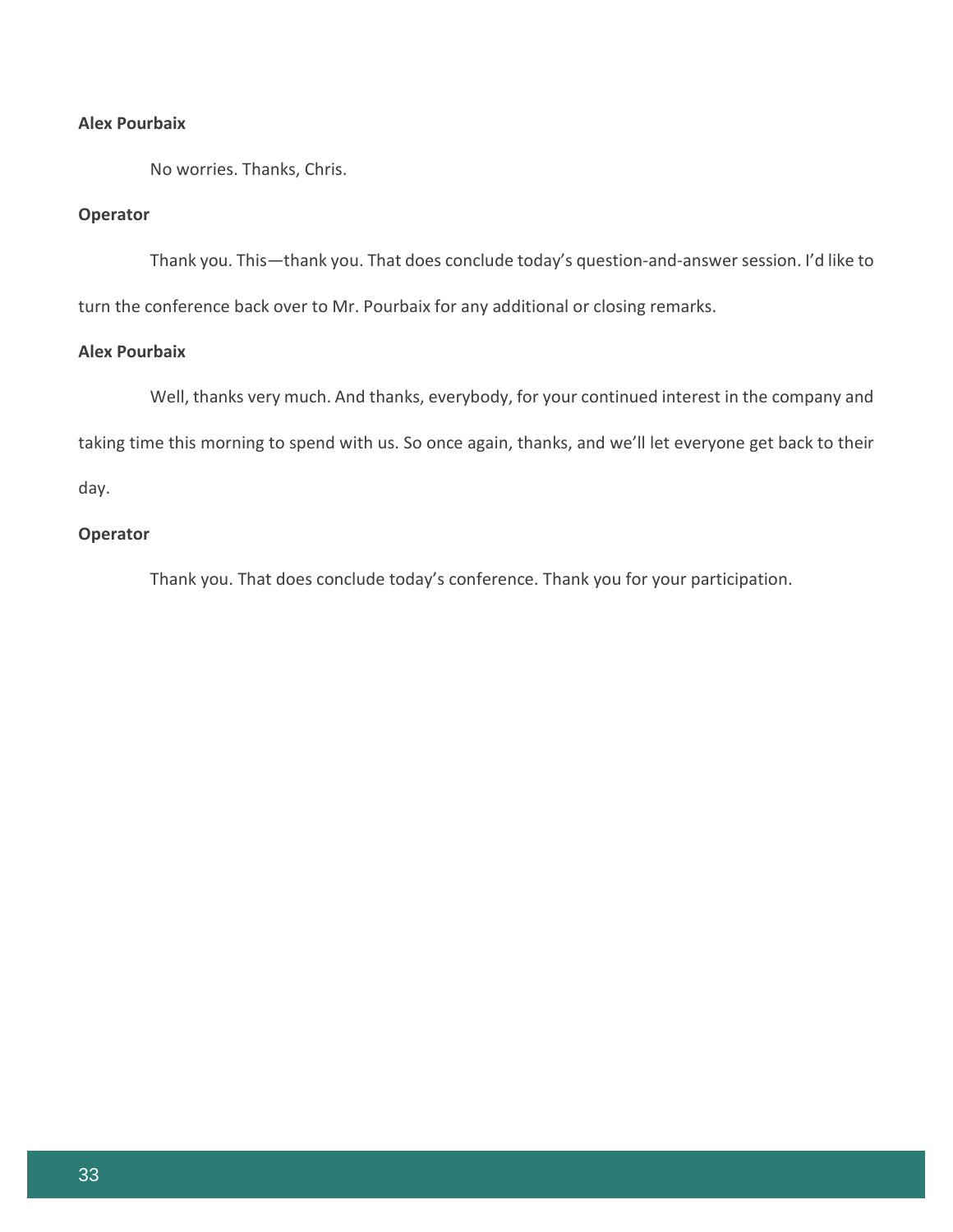**Alex Pourbaix**

No worries. Thanks, Chris.

**Operator**

Thank you. This—thank you. That does conclude today's question-and-answer session. I'd like to turn the conference back over to Mr. Pourbaix for any additional or closing remarks.

**Alex Pourbaix**

Well, thanks very much. And thanks, everybody, for your continued interest in the company and taking time this morning to spend with us. So once again, thanks, and we'll let everyone get back to their day.

**Operator**

Thank you. That does conclude today's conference. Thank you for your participation.